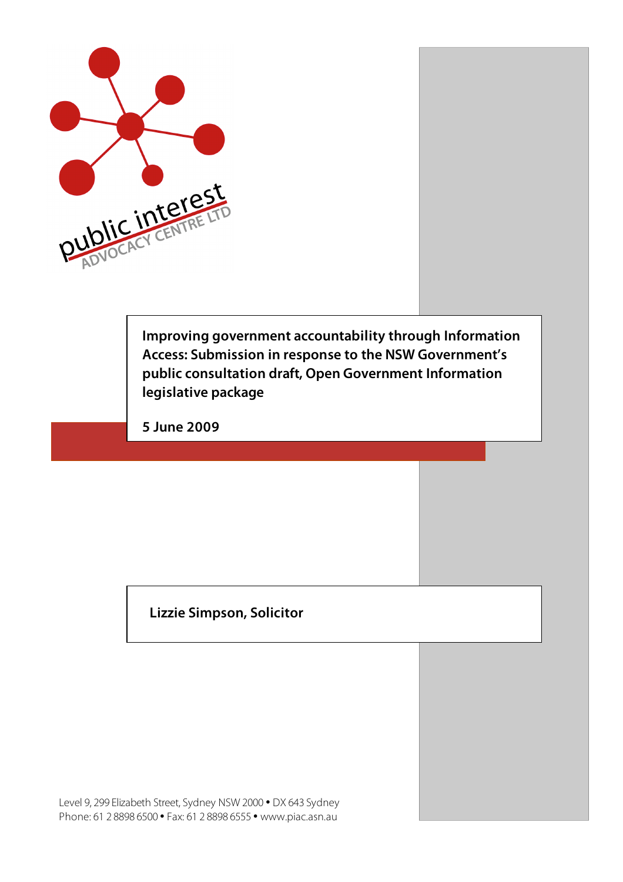public interest
ADVOCACY CENTRE LTD

# Improving government accountability through Information Access: Submission in response to the NSW Government's public consultation draft, Open Government Information legislative package

**5 June 2009**

**Lizzie Simpson, Solicitor**

Level 9, 299 Elizabeth Street, Sydney NSW 2000 • DX 643 Sydney
Phone: 61 2 8898 6500 • Fax: 61 2 8898 6555 • www.piac.asn.au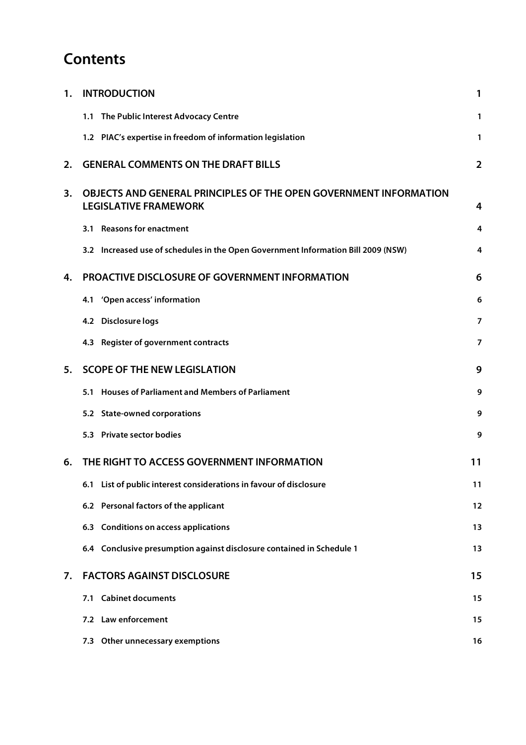# Contents

| | | |
|---|---|---|
| **1.** | **INTRODUCTION** | **1** |
| | **1.1 The Public Interest Advocacy Centre** | **1** |
| | **1.2 PIAC's expertise in freedom of information legislation** | **1** |
| **2.** | **GENERAL COMMENTS ON THE DRAFT BILLS** | **2** |
| **3.** | **OBJECTS AND GENERAL PRINCIPLES OF THE OPEN GOVERNMENT INFORMATION LEGISLATIVE FRAMEWORK** | **4** |
| | **3.1 Reasons for enactment** | **4** |
| | **3.2 Increased use of schedules in the Open Government Information Bill 2009 (NSW)** | **4** |
| **4.** | **PROACTIVE DISCLOSURE OF GOVERNMENT INFORMATION** | **6** |
| | **4.1 'Open access' information** | **6** |
| | **4.2 Disclosure logs** | **7** |
| | **4.3 Register of government contracts** | **7** |
| **5.** | **SCOPE OF THE NEW LEGISLATION** | **9** |
| | **5.1 Houses of Parliament and Members of Parliament** | **9** |
| | **5.2 State-owned corporations** | **9** |
| | **5.3 Private sector bodies** | **9** |
| **6.** | **THE RIGHT TO ACCESS GOVERNMENT INFORMATION** | **11** |
| | **6.1 List of public interest considerations in favour of disclosure** | **11** |
| | **6.2 Personal factors of the applicant** | **12** |
| | **6.3 Conditions on access applications** | **13** |
| | **6.4 Conclusive presumption against disclosure contained in Schedule 1** | **13** |
| **7.** | **FACTORS AGAINST DISCLOSURE** | **15** |
| | **7.1 Cabinet documents** | **15** |
| | **7.2 Law enforcement** | **15** |
| | **7.3 Other unnecessary exemptions** | **16** |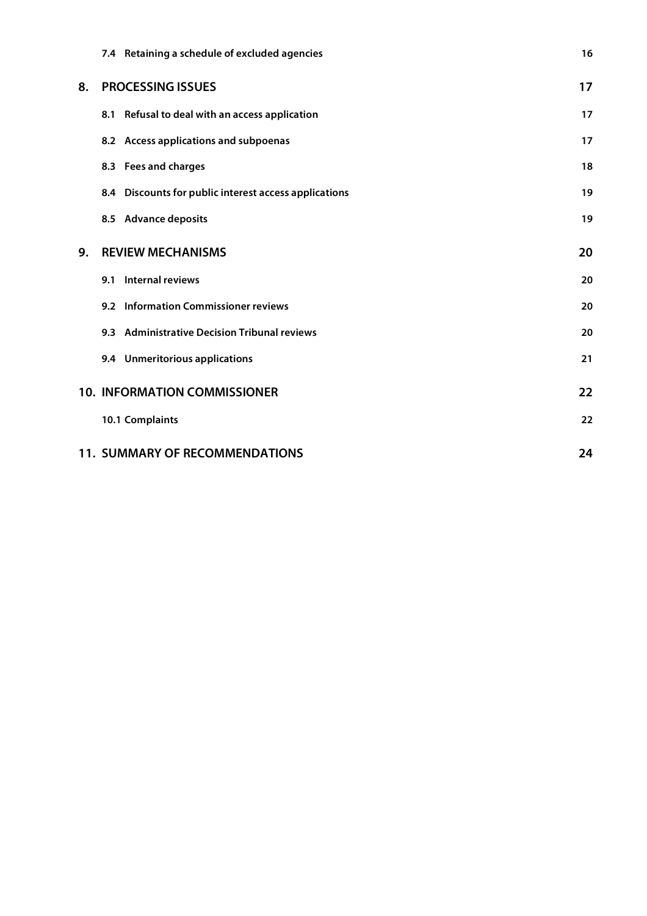7.4 Retaining a schedule of excluded agencies 16

8. PROCESSING ISSUES 17

8.1 Refusal to deal with an access application 17

8.2 Access applications and subpoenas 17

8.3 Fees and charges 18

8.4 Discounts for public interest access applications 19

8.5 Advance deposits 19

9. REVIEW MECHANISMS 20

9.1 Internal reviews 20

9.2 Information Commissioner reviews 20

9.3 Administrative Decision Tribunal reviews 20

9.4 Unmeritorious applications 21

10. INFORMATION COMMISSIONER 22

10.1 Complaints 22

11. SUMMARY OF RECOMMENDATIONS 24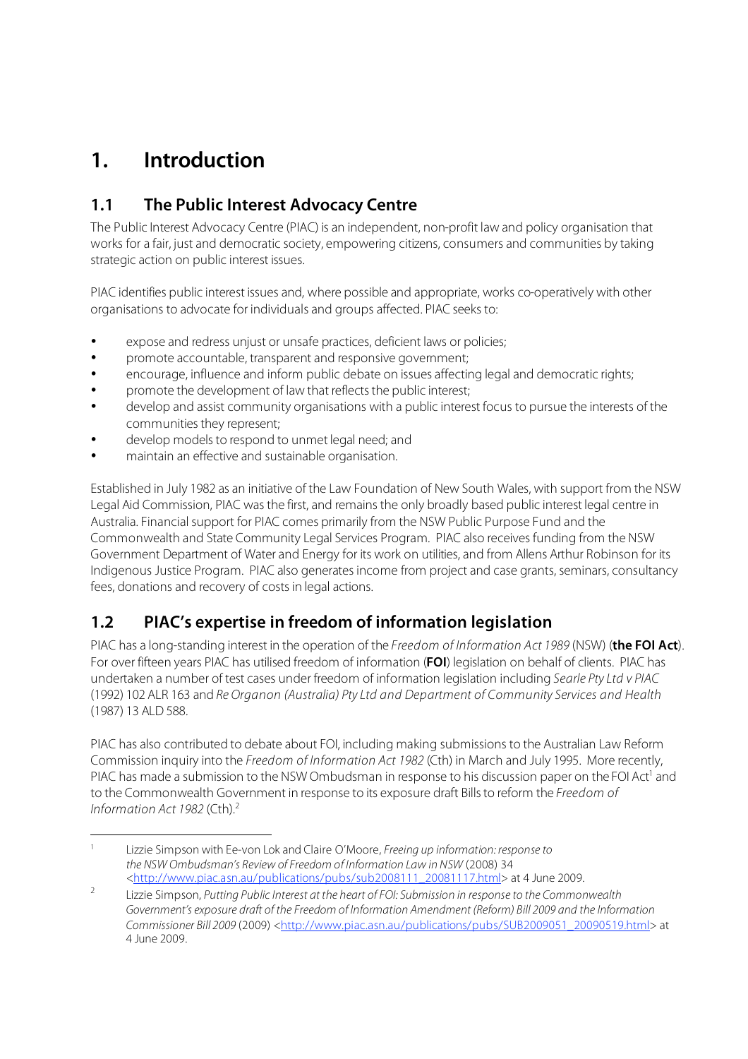# 1. Introduction

## 1.1 The Public Interest Advocacy Centre

The Public Interest Advocacy Centre (PIAC) is an independent, non-profit law and policy organisation that works for a fair, just and democratic society, empowering citizens, consumers and communities by taking strategic action on public interest issues.

PIAC identifies public interest issues and, where possible and appropriate, works co-operatively with other organisations to advocate for individuals and groups affected. PIAC seeks to:

- expose and redress unjust or unsafe practices, deficient laws or policies;
- promote accountable, transparent and responsive government;
- encourage, influence and inform public debate on issues affecting legal and democratic rights;
- promote the development of law that reflects the public interest;
- develop and assist community organisations with a public interest focus to pursue the interests of the communities they represent;
- develop models to respond to unmet legal need; and
- maintain an effective and sustainable organisation.

Established in July 1982 as an initiative of the Law Foundation of New South Wales, with support from the NSW Legal Aid Commission, PIAC was the first, and remains the only broadly based public interest legal centre in Australia. Financial support for PIAC comes primarily from the NSW Public Purpose Fund and the Commonwealth and State Community Legal Services Program. PIAC also receives funding from the NSW Government Department of Water and Energy for its work on utilities, and from Allens Arthur Robinson for its Indigenous Justice Program. PIAC also generates income from project and case grants, seminars, consultancy fees, donations and recovery of costs in legal actions.

## 1.2 PIAC's expertise in freedom of information legislation

PIAC has a long-standing interest in the operation of the *Freedom of Information Act 1989* (NSW) (**the FOI Act**). For over fifteen years PIAC has utilised freedom of information (**FOI**) legislation on behalf of clients. PIAC has undertaken a number of test cases under freedom of information legislation including *Searle Pty Ltd v PIAC* (1992) 102 ALR 163 and *Re Organon (Australia) Pty Ltd and Department of Community Services and Health* (1987) 13 ALD 588.

PIAC has also contributed to debate about FOI, including making submissions to the Australian Law Reform Commission inquiry into the *Freedom of Information Act 1982* (Cth) in March and July 1995. More recently, PIAC has made a submission to the NSW Ombudsman in response to his discussion paper on the FOI Act[1] and to the Commonwealth Government in response to its exposure draft Bills to reform the *Freedom of Information Act 1982* (Cth).[2]

---

[1] Lizzie Simpson with Ee-von Lok and Claire O'Moore, *Freeing up information: response to the NSW Ombudsman's Review of Freedom of Information Law in NSW* (2008) 34 <http://www.piac.asn.au/publications/pubs/sub2008111_20081117.html> at 4 June 2009.

[2] Lizzie Simpson, *Putting Public Interest at the heart of FOI: Submission in response to the Commonwealth Government's exposure draft of the Freedom of Information Amendment (Reform) Bill 2009 and the Information Commissioner Bill 2009* (2009) <http://www.piac.asn.au/publications/pubs/SUB2009051_20090519.html> at 4 June 2009.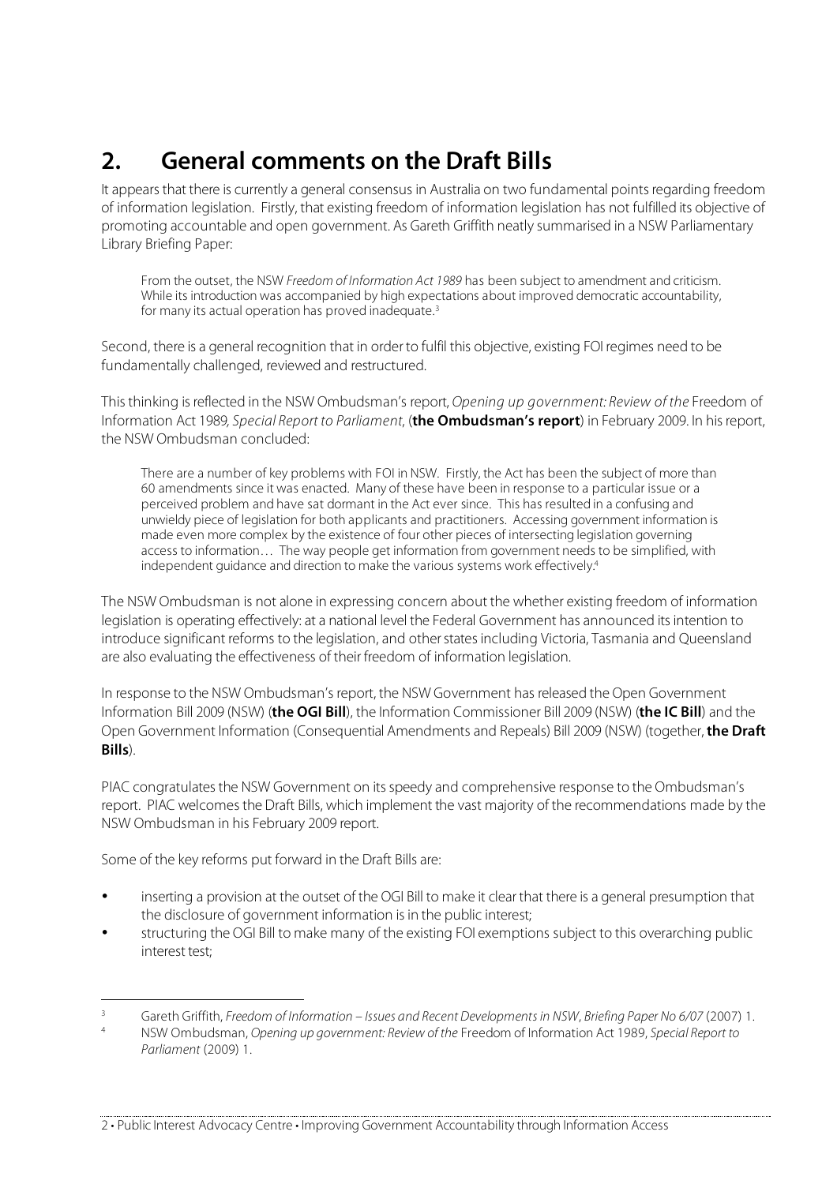## 2. General comments on the Draft Bills

It appears that there is currently a general consensus in Australia on two fundamental points regarding freedom of information legislation. Firstly, that existing freedom of information legislation has not fulfilled its objective of promoting accountable and open government. As Gareth Griffith neatly summarised in a NSW Parliamentary Library Briefing Paper:

> From the outset, the NSW *Freedom of Information Act 1989* has been subject to amendment and criticism. While its introduction was accompanied by high expectations about improved democratic accountability, for many its actual operation has proved inadequate.[3]

Second, there is a general recognition that in order to fulfil this objective, existing FOI regimes need to be fundamentally challenged, reviewed and restructured.

This thinking is reflected in the NSW Ombudsman's report, *Opening up government: Review of the* Freedom of Information Act 1989*, Special Report to Parliament*, (**the Ombudsman's report**) in February 2009. In his report, the NSW Ombudsman concluded:

> There are a number of key problems with FOI in NSW. Firstly, the Act has been the subject of more than 60 amendments since it was enacted. Many of these have been in response to a particular issue or a perceived problem and have sat dormant in the Act ever since. This has resulted in a confusing and unwieldy piece of legislation for both applicants and practitioners. Accessing government information is made even more complex by the existence of four other pieces of intersecting legislation governing access to information… The way people get information from government needs to be simplified, with independent guidance and direction to make the various systems work effectively.[4]

The NSW Ombudsman is not alone in expressing concern about the whether existing freedom of information legislation is operating effectively: at a national level the Federal Government has announced its intention to introduce significant reforms to the legislation, and other states including Victoria, Tasmania and Queensland are also evaluating the effectiveness of their freedom of information legislation.

In response to the NSW Ombudsman's report, the NSW Government has released the Open Government Information Bill 2009 (NSW) (**the OGI Bill**), the Information Commissioner Bill 2009 (NSW) (**the IC Bill**) and the Open Government Information (Consequential Amendments and Repeals) Bill 2009 (NSW) (together, **the Draft Bills**).

PIAC congratulates the NSW Government on its speedy and comprehensive response to the Ombudsman's report. PIAC welcomes the Draft Bills, which implement the vast majority of the recommendations made by the NSW Ombudsman in his February 2009 report.

Some of the key reforms put forward in the Draft Bills are:

- inserting a provision at the outset of the OGI Bill to make it clear that there is a general presumption that the disclosure of government information is in the public interest;
- structuring the OGI Bill to make many of the existing FOI exemptions subject to this overarching public interest test;

---

[3] Gareth Griffith, *Freedom of Information – Issues and Recent Developments in NSW*, *Briefing Paper No 6/07* (2007) 1.

[4] NSW Ombudsman, *Opening up government: Review of the* Freedom of Information Act 1989, *Special Report to Parliament* (2009) 1.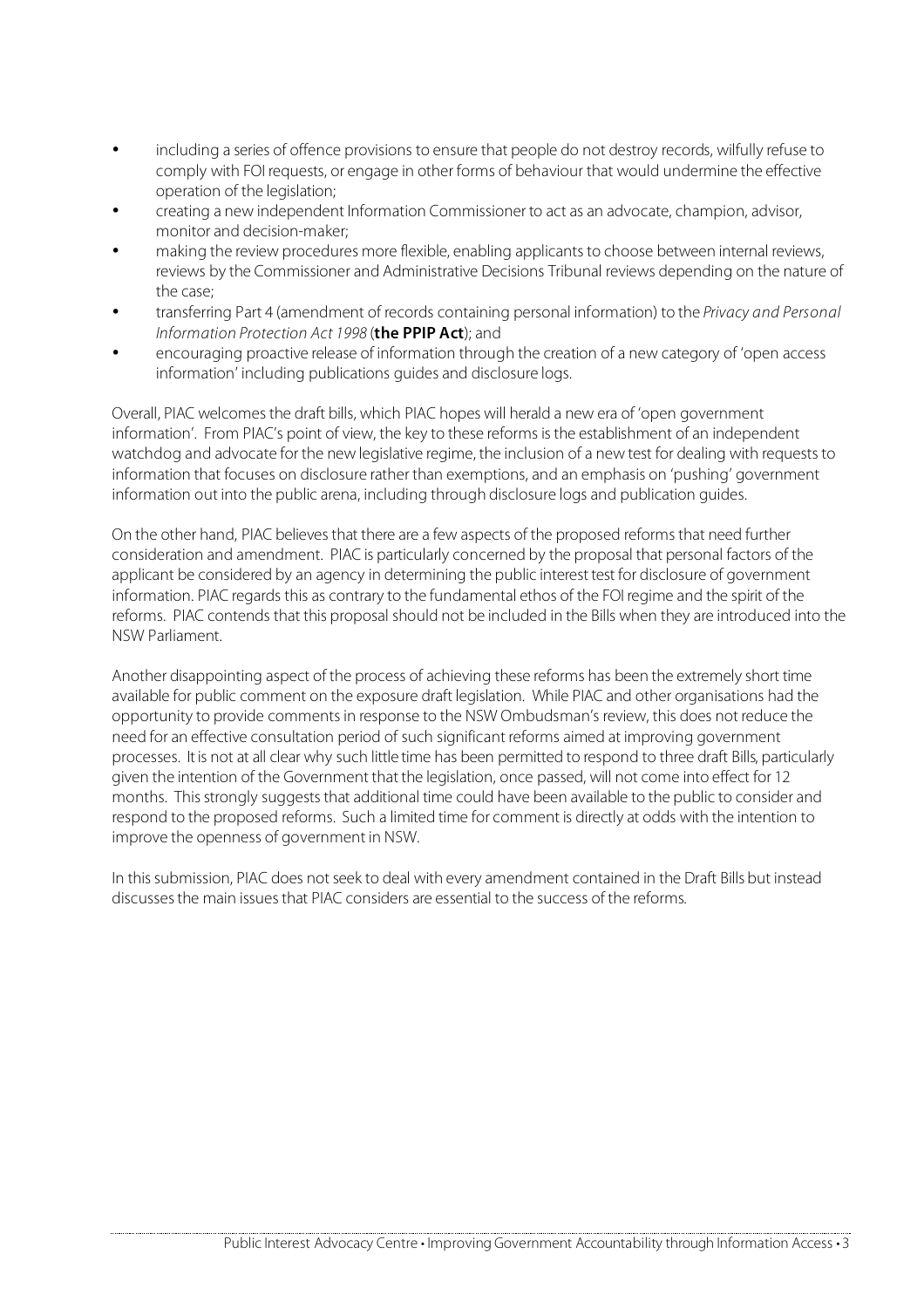- including a series of offence provisions to ensure that people do not destroy records, wilfully refuse to comply with FOI requests, or engage in other forms of behaviour that would undermine the effective operation of the legislation;
- creating a new independent Information Commissioner to act as an advocate, champion, advisor, monitor and decision-maker;
- making the review procedures more flexible, enabling applicants to choose between internal reviews, reviews by the Commissioner and Administrative Decisions Tribunal reviews depending on the nature of the case;
- transferring Part 4 (amendment of records containing personal information) to the *Privacy and Personal Information Protection Act 1998* (**the PPIP Act**); and
- encouraging proactive release of information through the creation of a new category of 'open access information' including publications guides and disclosure logs.

Overall, PIAC welcomes the draft bills, which PIAC hopes will herald a new era of 'open government information'. From PIAC's point of view, the key to these reforms is the establishment of an independent watchdog and advocate for the new legislative regime, the inclusion of a new test for dealing with requests to information that focuses on disclosure rather than exemptions, and an emphasis on 'pushing' government information out into the public arena, including through disclosure logs and publication guides.

On the other hand, PIAC believes that there are a few aspects of the proposed reforms that need further consideration and amendment. PIAC is particularly concerned by the proposal that personal factors of the applicant be considered by an agency in determining the public interest test for disclosure of government information. PIAC regards this as contrary to the fundamental ethos of the FOI regime and the spirit of the reforms. PIAC contends that this proposal should not be included in the Bills when they are introduced into the NSW Parliament.

Another disappointing aspect of the process of achieving these reforms has been the extremely short time available for public comment on the exposure draft legislation. While PIAC and other organisations had the opportunity to provide comments in response to the NSW Ombudsman's review, this does not reduce the need for an effective consultation period of such significant reforms aimed at improving government processes. It is not at all clear why such little time has been permitted to respond to three draft Bills, particularly given the intention of the Government that the legislation, once passed, will not come into effect for 12 months. This strongly suggests that additional time could have been available to the public to consider and respond to the proposed reforms. Such a limited time for comment is directly at odds with the intention to improve the openness of government in NSW.

In this submission, PIAC does not seek to deal with every amendment contained in the Draft Bills but instead discusses the main issues that PIAC considers are essential to the success of the reforms.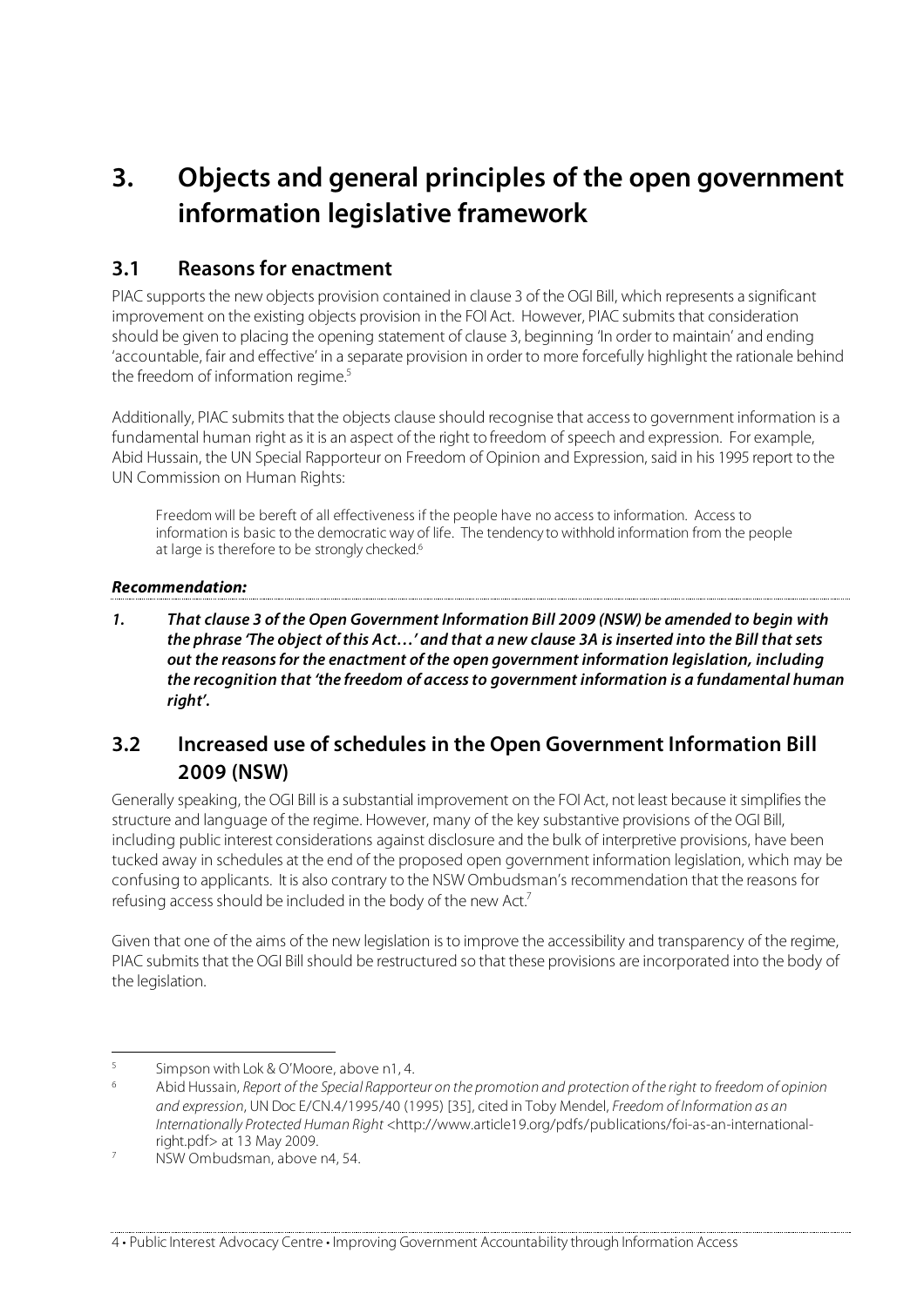// Page 8 of 31 — footer "4 • Public Interest Advocacy Centre • Improving Government Accountability through Information Access" omitted.

# 3. Objects and general principles of the open government information legislative framework

## 3.1 Reasons for enactment

PIAC supports the new objects provision contained in clause 3 of the OGI Bill, which represents a significant improvement on the existing objects provision in the FOI Act. However, PIAC submits that consideration should be given to placing the opening statement of clause 3, beginning 'In order to maintain' and ending 'accountable, fair and effective' in a separate provision in order to more forcefully highlight the rationale behind the freedom of information regime.[5]

Additionally, PIAC submits that the objects clause should recognise that access to government information is a fundamental human right as it is an aspect of the right to freedom of speech and expression. For example, Abid Hussain, the UN Special Rapporteur on Freedom of Opinion and Expression, said in his 1995 report to the UN Commission on Human Rights:

> Freedom will be bereft of all effectiveness if the people have no access to information. Access to information is basic to the democratic way of life. The tendency to withhold information from the people at large is therefore to be strongly checked.[6]

***Recommendation:***

***1. That clause 3 of the Open Government Information Bill 2009 (NSW) be amended to begin with the phrase 'The object of this Act…' and that a new clause 3A is inserted into the Bill that sets out the reasons for the enactment of the open government information legislation, including the recognition that 'the freedom of access to government information is a fundamental human right'.***

## 3.2 Increased use of schedules in the Open Government Information Bill 2009 (NSW)

Generally speaking, the OGI Bill is a substantial improvement on the FOI Act, not least because it simplifies the structure and language of the regime. However, many of the key substantive provisions of the OGI Bill, including public interest considerations against disclosure and the bulk of interpretive provisions, have been tucked away in schedules at the end of the proposed open government information legislation, which may be confusing to applicants. It is also contrary to the NSW Ombudsman's recommendation that the reasons for refusing access should be included in the body of the new Act.[7]

Given that one of the aims of the new legislation is to improve the accessibility and transparency of the regime, PIAC submits that the OGI Bill should be restructured so that these provisions are incorporated into the body of the legislation.

---

[5] Simpson with Lok & O'Moore, above n1, 4.

[6] Abid Hussain, *Report of the Special Rapporteur on the promotion and protection of the right to freedom of opinion and expression*, UN Doc E/CN.4/1995/40 (1995) [35], cited in Toby Mendel, *Freedom of Information as an Internationally Protected Human Right* <http://www.article19.org/pdfs/publications/foi-as-an-international-right.pdf> at 13 May 2009.

[7] NSW Ombudsman, above n4, 54.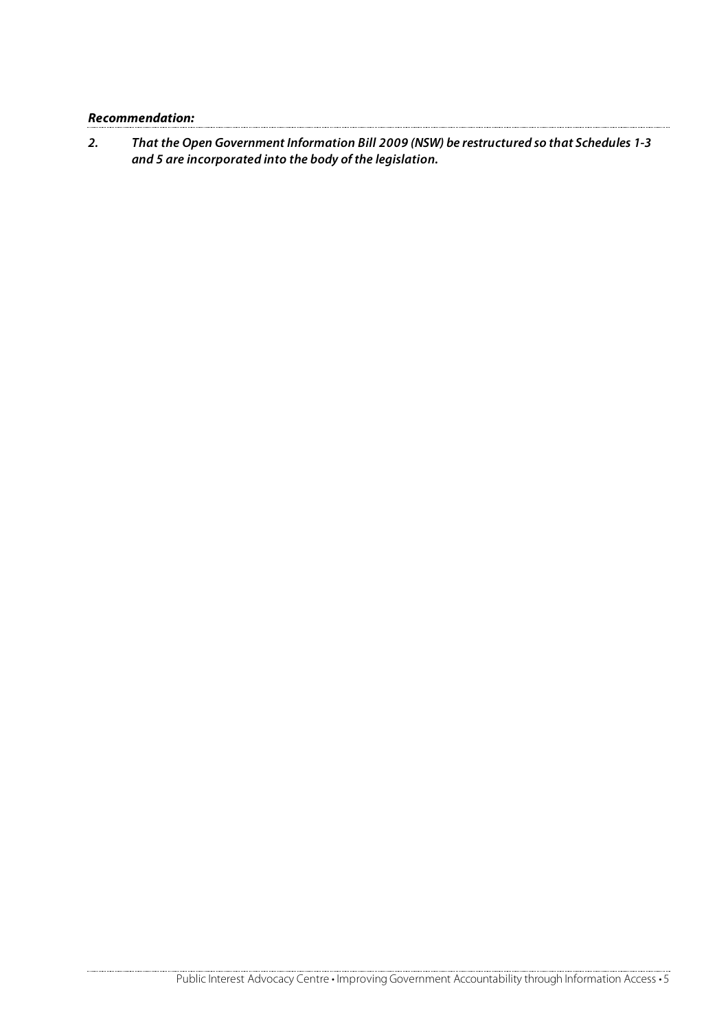***Recommendation:***

***2. That the Open Government Information Bill 2009 (NSW) be restructured so that Schedules 1-3 and 5 are incorporated into the body of the legislation.***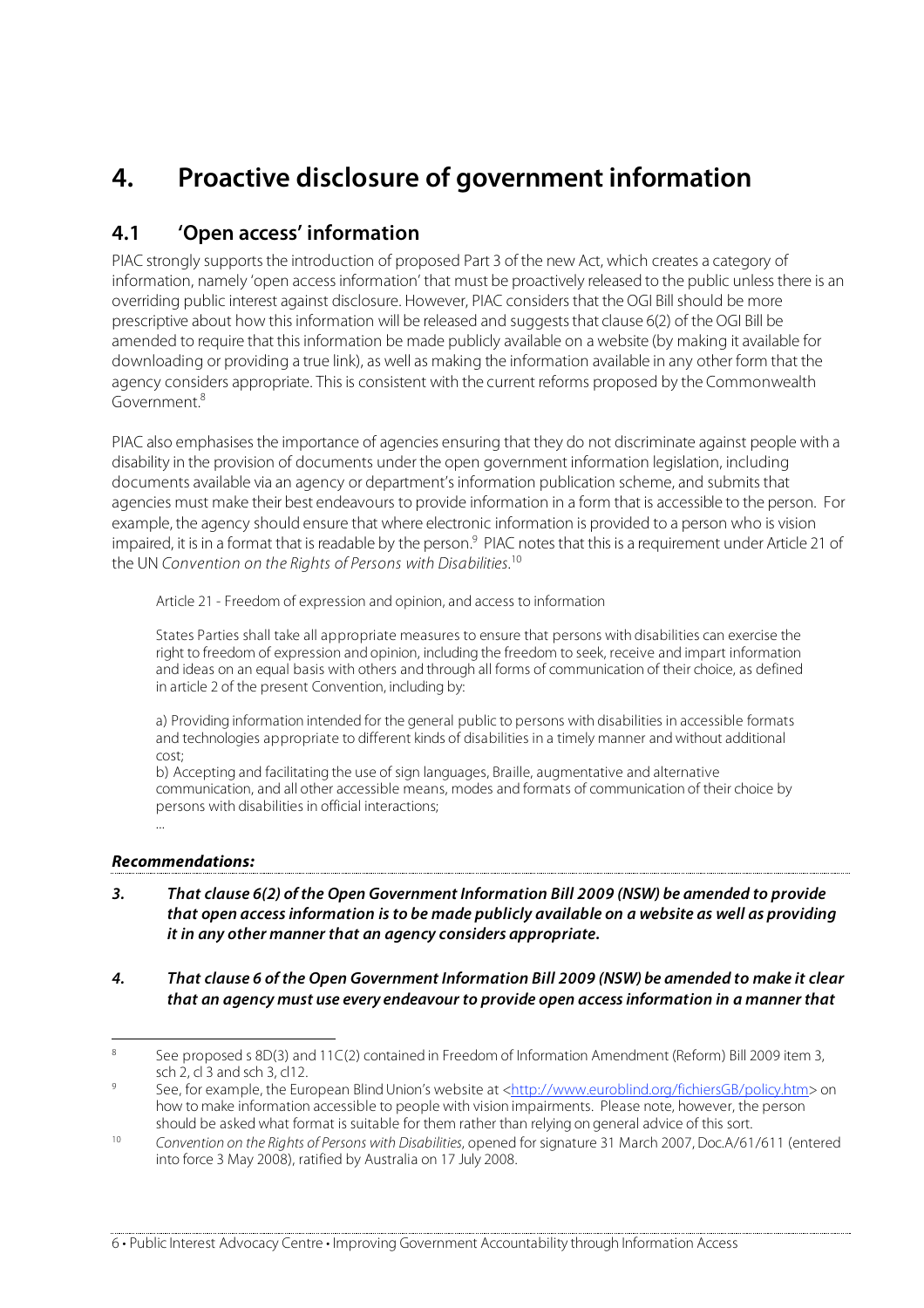# 4. Proactive disclosure of government information

## 4.1 'Open access' information

PIAC strongly supports the introduction of proposed Part 3 of the new Act, which creates a category of information, namely 'open access information' that must be proactively released to the public unless there is an overriding public interest against disclosure. However, PIAC considers that the OGI Bill should be more prescriptive about how this information will be released and suggests that clause 6(2) of the OGI Bill be amended to require that this information be made publicly available on a website (by making it available for downloading or providing a true link), as well as making the information available in any other form that the agency considers appropriate. This is consistent with the current reforms proposed by the Commonwealth Government.[8]

PIAC also emphasises the importance of agencies ensuring that they do not discriminate against people with a disability in the provision of documents under the open government information legislation, including documents available via an agency or department's information publication scheme, and submits that agencies must make their best endeavours to provide information in a form that is accessible to the person. For example, the agency should ensure that where electronic information is provided to a person who is vision impaired, it is in a format that is readable by the person.[9] PIAC notes that this is a requirement under Article 21 of the UN *Convention on the Rights of Persons with Disabilities*.[10]

> Article 21 - Freedom of expression and opinion, and access to information
>
> States Parties shall take all appropriate measures to ensure that persons with disabilities can exercise the right to freedom of expression and opinion, including the freedom to seek, receive and impart information and ideas on an equal basis with others and through all forms of communication of their choice, as defined in article 2 of the present Convention, including by:
>
> a) Providing information intended for the general public to persons with disabilities in accessible formats and technologies appropriate to different kinds of disabilities in a timely manner and without additional cost;
>
> b) Accepting and facilitating the use of sign languages, Braille, augmentative and alternative communication, and all other accessible means, modes and formats of communication of their choice by persons with disabilities in official interactions;
>
> ...

***Recommendations:***

***3. That clause 6(2) of the Open Government Information Bill 2009 (NSW) be amended to provide that open access information is to be made publicly available on a website as well as providing it in any other manner that an agency considers appropriate.***

***4. That clause 6 of the Open Government Information Bill 2009 (NSW) be amended to make it clear that an agency must use every endeavour to provide open access information in a manner that***

---

[8] See proposed s 8D(3) and 11C(2) contained in Freedom of Information Amendment (Reform) Bill 2009 item 3, sch 2, cl 3 and sch 3, cl12.

[9] See, for example, the European Blind Union's website at <http://www.euroblind.org/fichiersGB/policy.htm> on how to make information accessible to people with vision impairments. Please note, however, the person should be asked what format is suitable for them rather than relying on general advice of this sort.

[10] *Convention on the Rights of Persons with Disabilities*, opened for signature 31 March 2007, Doc.A/61/611 (entered into force 3 May 2008), ratified by Australia on 17 July 2008.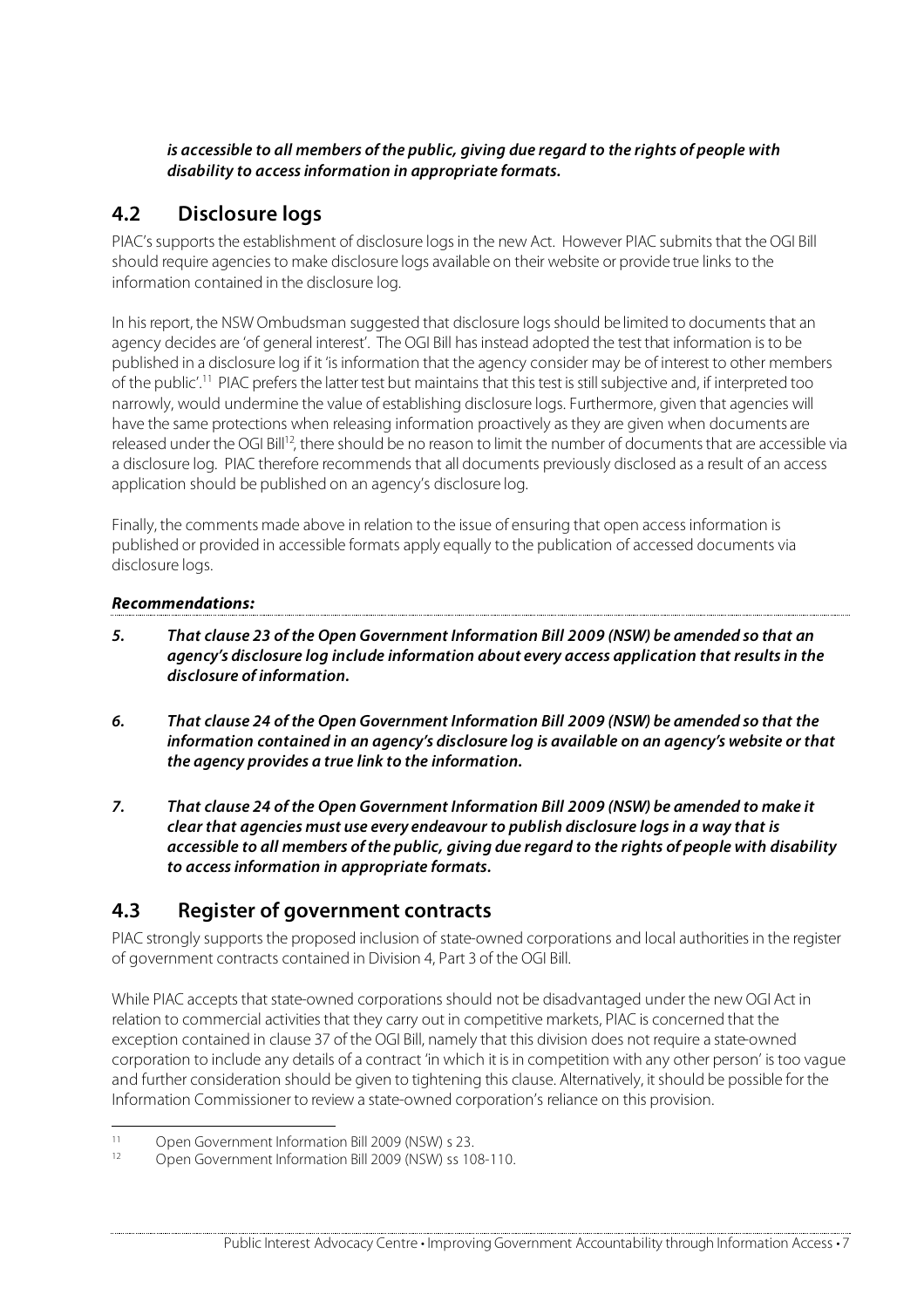***is accessible to all members of the public, giving due regard to the rights of people with disability to access information in appropriate formats.***

## 4.2 Disclosure logs

PIAC's supports the establishment of disclosure logs in the new Act. However PIAC submits that the OGI Bill should require agencies to make disclosure logs available on their website or provide true links to the information contained in the disclosure log.

In his report, the NSW Ombudsman suggested that disclosure logs should be limited to documents that an agency decides are 'of general interest'. The OGI Bill has instead adopted the test that information is to be published in a disclosure log if it 'is information that the agency consider may be of interest to other members of the public'.[11] PIAC prefers the latter test but maintains that this test is still subjective and, if interpreted too narrowly, would undermine the value of establishing disclosure logs. Furthermore, given that agencies will have the same protections when releasing information proactively as they are given when documents are released under the OGI Bill[12], there should be no reason to limit the number of documents that are accessible via a disclosure log. PIAC therefore recommends that all documents previously disclosed as a result of an access application should be published on an agency's disclosure log.

Finally, the comments made above in relation to the issue of ensuring that open access information is published or provided in accessible formats apply equally to the publication of accessed documents via disclosure logs.

***Recommendations:***

***5. That clause 23 of the Open Government Information Bill 2009 (NSW) be amended so that an agency's disclosure log include information about every access application that results in the disclosure of information.***

***6. That clause 24 of the Open Government Information Bill 2009 (NSW) be amended so that the information contained in an agency's disclosure log is available on an agency's website or that the agency provides a true link to the information.***

***7. That clause 24 of the Open Government Information Bill 2009 (NSW) be amended to make it clear that agencies must use every endeavour to publish disclosure logs in a way that is accessible to all members of the public, giving due regard to the rights of people with disability to access information in appropriate formats.***

## 4.3 Register of government contracts

PIAC strongly supports the proposed inclusion of state-owned corporations and local authorities in the register of government contracts contained in Division 4, Part 3 of the OGI Bill.

While PIAC accepts that state-owned corporations should not be disadvantaged under the new OGI Act in relation to commercial activities that they carry out in competitive markets, PIAC is concerned that the exception contained in clause 37 of the OGI Bill, namely that this division does not require a state-owned corporation to include any details of a contract 'in which it is in competition with any other person' is too vague and further consideration should be given to tightening this clause. Alternatively, it should be possible for the Information Commissioner to review a state-owned corporation's reliance on this provision.

[11] Open Government Information Bill 2009 (NSW) s 23.

[12] Open Government Information Bill 2009 (NSW) ss 108-110.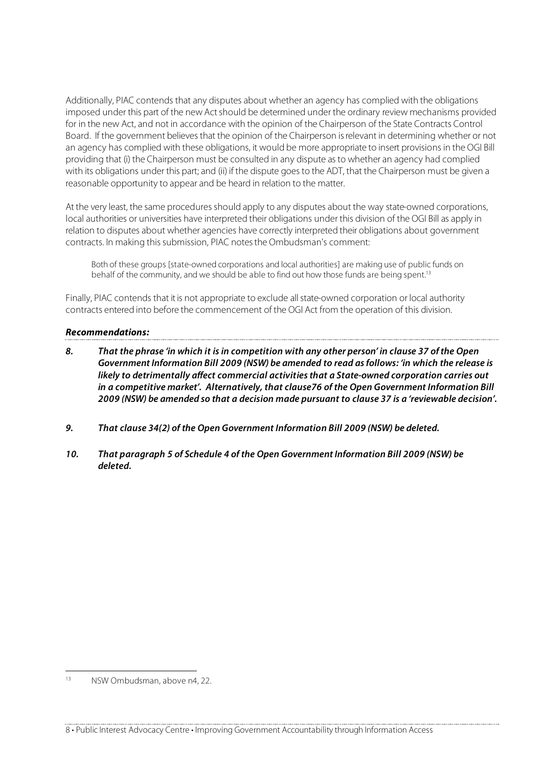Additionally, PIAC contends that any disputes about whether an agency has complied with the obligations imposed under this part of the new Act should be determined under the ordinary review mechanisms provided for in the new Act, and not in accordance with the opinion of the Chairperson of the State Contracts Control Board. If the government believes that the opinion of the Chairperson is relevant in determining whether or not an agency has complied with these obligations, it would be more appropriate to insert provisions in the OGI Bill providing that (i) the Chairperson must be consulted in any dispute as to whether an agency had complied with its obligations under this part; and (ii) if the dispute goes to the ADT, that the Chairperson must be given a reasonable opportunity to appear and be heard in relation to the matter.

At the very least, the same procedures should apply to any disputes about the way state-owned corporations, local authorities or universities have interpreted their obligations under this division of the OGI Bill as apply in relation to disputes about whether agencies have correctly interpreted their obligations about government contracts. In making this submission, PIAC notes the Ombudsman's comment:

> Both of these groups [state-owned corporations and local authorities] are making use of public funds on behalf of the community, and we should be able to find out how those funds are being spent.[13]

Finally, PIAC contends that it is not appropriate to exclude all state-owned corporation or local authority contracts entered into before the commencement of the OGI Act from the operation of this division.

***Recommendations:***

***8. That the phrase 'in which it is in competition with any other person' in clause 37 of the Open Government Information Bill 2009 (NSW) be amended to read as follows: 'in which the release is likely to detrimentally affect commercial activities that a State-owned corporation carries out in a competitive market'. Alternatively, that clause76 of the Open Government Information Bill 2009 (NSW) be amended so that a decision made pursuant to clause 37 is a 'reviewable decision'.***

***9. That clause 34(2) of the Open Government Information Bill 2009 (NSW) be deleted.***

***10. That paragraph 5 of Schedule 4 of the Open Government Information Bill 2009 (NSW) be deleted.***

---

[13] NSW Ombudsman, above n4, 22.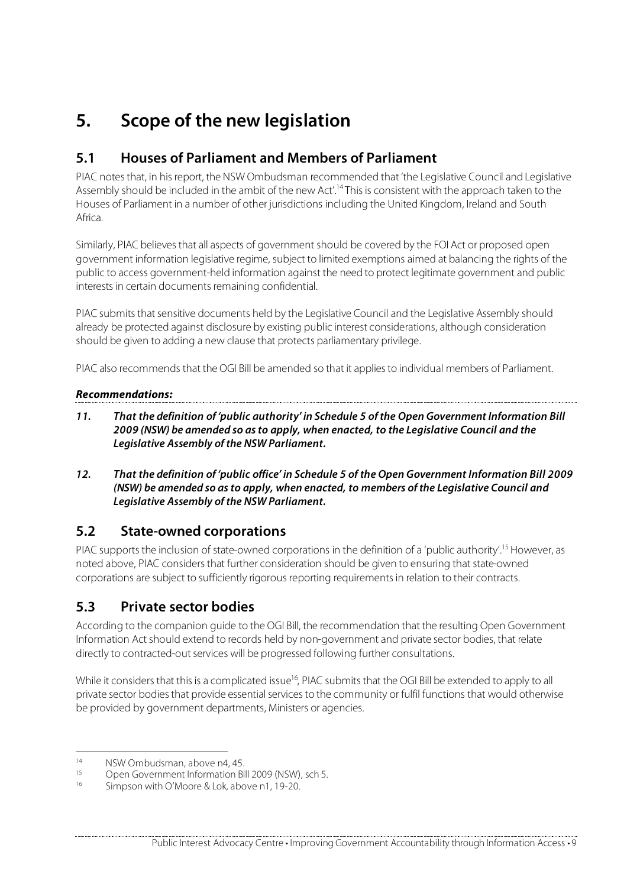# 5. Scope of the new legislation

## 5.1 Houses of Parliament and Members of Parliament

PIAC notes that, in his report, the NSW Ombudsman recommended that 'the Legislative Council and Legislative Assembly should be included in the ambit of the new Act'.[14] This is consistent with the approach taken to the Houses of Parliament in a number of other jurisdictions including the United Kingdom, Ireland and South Africa.

Similarly, PIAC believes that all aspects of government should be covered by the FOI Act or proposed open government information legislative regime, subject to limited exemptions aimed at balancing the rights of the public to access government-held information against the need to protect legitimate government and public interests in certain documents remaining confidential.

PIAC submits that sensitive documents held by the Legislative Council and the Legislative Assembly should already be protected against disclosure by existing public interest considerations, although consideration should be given to adding a new clause that protects parliamentary privilege.

PIAC also recommends that the OGI Bill be amended so that it applies to individual members of Parliament.

***Recommendations:***

***11. That the definition of 'public authority' in Schedule 5 of the Open Government Information Bill 2009 (NSW) be amended so as to apply, when enacted, to the Legislative Council and the Legislative Assembly of the NSW Parliament.***

***12. That the definition of 'public office' in Schedule 5 of the Open Government Information Bill 2009 (NSW) be amended so as to apply, when enacted, to members of the Legislative Council and Legislative Assembly of the NSW Parliament.***

## 5.2 State-owned corporations

PIAC supports the inclusion of state-owned corporations in the definition of a 'public authority'.[15] However, as noted above, PIAC considers that further consideration should be given to ensuring that state-owned corporations are subject to sufficiently rigorous reporting requirements in relation to their contracts.

## 5.3 Private sector bodies

According to the companion guide to the OGI Bill, the recommendation that the resulting Open Government Information Act should extend to records held by non-government and private sector bodies, that relate directly to contracted-out services will be progressed following further consultations.

While it considers that this is a complicated issue[16], PIAC submits that the OGI Bill be extended to apply to all private sector bodies that provide essential services to the community or fulfil functions that would otherwise be provided by government departments, Ministers or agencies.

---

[14] NSW Ombudsman, above n4, 45.

[15] Open Government Information Bill 2009 (NSW), sch 5.

[16] Simpson with O'Moore & Lok, above n1, 19-20.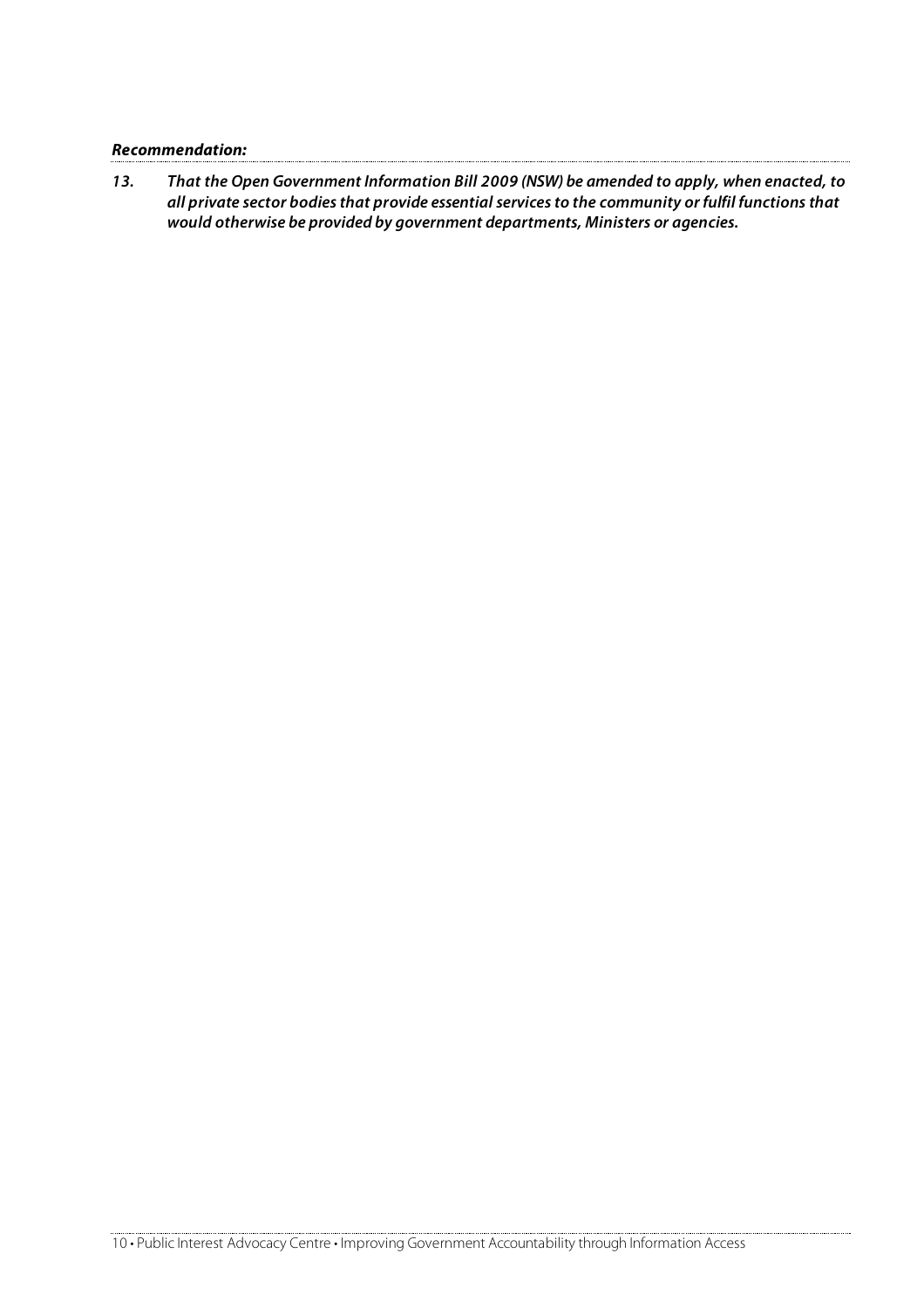***Recommendation:***

***13. That the Open Government Information Bill 2009 (NSW) be amended to apply, when enacted, to all private sector bodies that provide essential services to the community or fulfil functions that would otherwise be provided by government departments, Ministers or agencies.***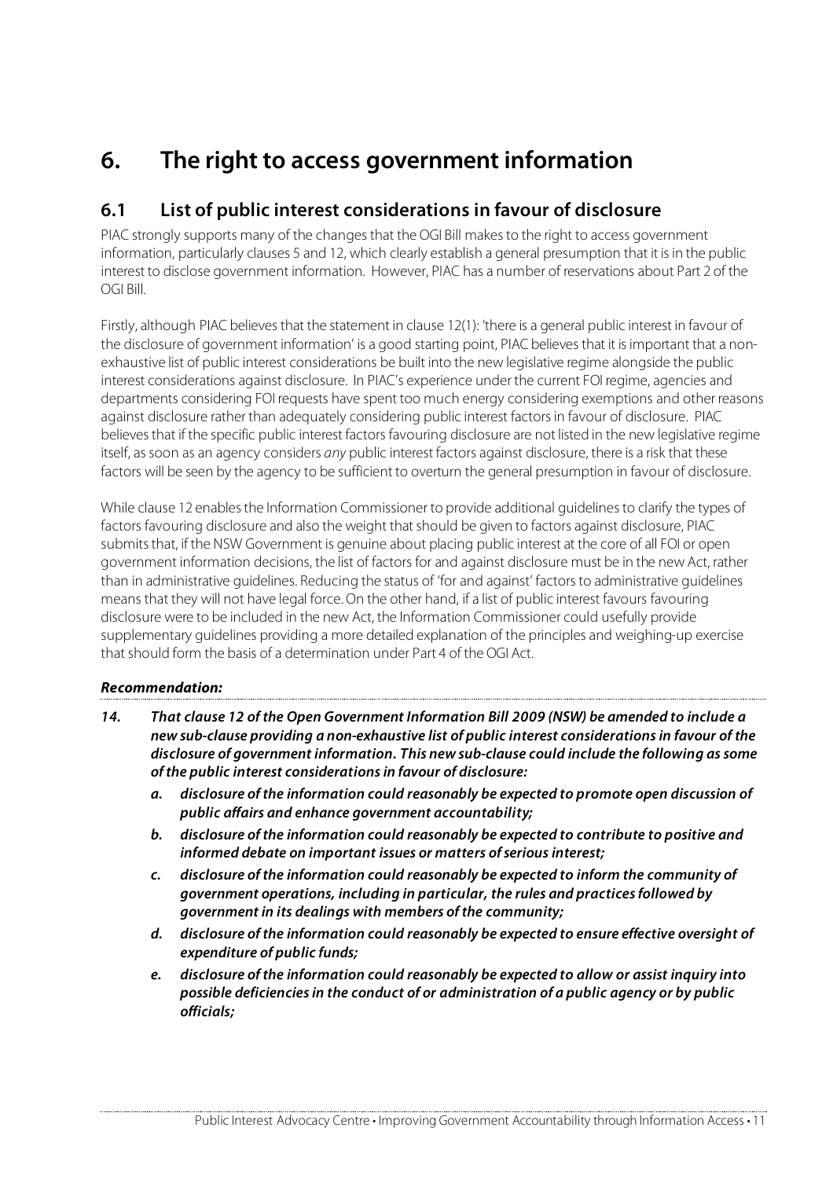# 6. The right to access government information

## 6.1 List of public interest considerations in favour of disclosure

PIAC strongly supports many of the changes that the OGI Bill makes to the right to access government information, particularly clauses 5 and 12, which clearly establish a general presumption that it is in the public interest to disclose government information. However, PIAC has a number of reservations about Part 2 of the OGI Bill.

Firstly, although PIAC believes that the statement in clause 12(1): 'there is a general public interest in favour of the disclosure of government information' is a good starting point, PIAC believes that it is important that a non-exhaustive list of public interest considerations be built into the new legislative regime alongside the public interest considerations against disclosure. In PIAC's experience under the current FOI regime, agencies and departments considering FOI requests have spent too much energy considering exemptions and other reasons against disclosure rather than adequately considering public interest factors in favour of disclosure. PIAC believes that if the specific public interest factors favouring disclosure are not listed in the new legislative regime itself, as soon as an agency considers *any* public interest factors against disclosure, there is a risk that these factors will be seen by the agency to be sufficient to overturn the general presumption in favour of disclosure.

While clause 12 enables the Information Commissioner to provide additional guidelines to clarify the types of factors favouring disclosure and also the weight that should be given to factors against disclosure, PIAC submits that, if the NSW Government is genuine about placing public interest at the core of all FOI or open government information decisions, the list of factors for and against disclosure must be in the new Act, rather than in administrative guidelines. Reducing the status of 'for and against' factors to administrative guidelines means that they will not have legal force. On the other hand, if a list of public interest favours favouring disclosure were to be included in the new Act, the Information Commissioner could usefully provide supplementary guidelines providing a more detailed explanation of the principles and weighing-up exercise that should form the basis of a determination under Part 4 of the OGI Act.

***Recommendation:***

***14. That clause 12 of the Open Government Information Bill 2009 (NSW) be amended to include a new sub-clause providing a non-exhaustive list of public interest considerations in favour of the disclosure of government information. This new sub-clause could include the following as some of the public interest considerations in favour of disclosure:***

- ***a. disclosure of the information could reasonably be expected to promote open discussion of public affairs and enhance government accountability;***
- ***b. disclosure of the information could reasonably be expected to contribute to positive and informed debate on important issues or matters of serious interest;***
- ***c. disclosure of the information could reasonably be expected to inform the community of government operations, including in particular, the rules and practices followed by government in its dealings with members of the community;***
- ***d. disclosure of the information could reasonably be expected to ensure effective oversight of expenditure of public funds;***
- ***e. disclosure of the information could reasonably be expected to allow or assist inquiry into possible deficiencies in the conduct of or administration of a public agency or by public officials;***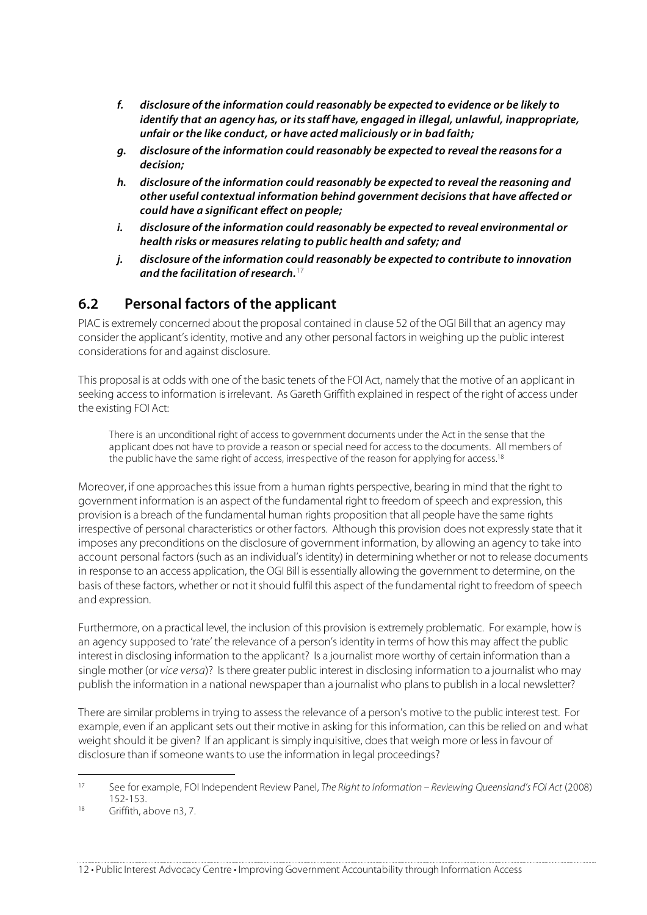*f.* ***disclosure of the information could reasonably be expected to evidence or be likely to identify that an agency has, or its staff have, engaged in illegal, unlawful, inappropriate, unfair or the like conduct, or have acted maliciously or in bad faith;***

*g.* ***disclosure of the information could reasonably be expected to reveal the reasons for a decision;***

*h.* ***disclosure of the information could reasonably be expected to reveal the reasoning and other useful contextual information behind government decisions that have affected or could have a significant effect on people;***

*i.* ***disclosure of the information could reasonably be expected to reveal environmental or health risks or measures relating to public health and safety; and***

*j.* ***disclosure of the information could reasonably be expected to contribute to innovation and the facilitation of research.***[17]

## 6.2 Personal factors of the applicant

PIAC is extremely concerned about the proposal contained in clause 52 of the OGI Bill that an agency may consider the applicant's identity, motive and any other personal factors in weighing up the public interest considerations for and against disclosure.

This proposal is at odds with one of the basic tenets of the FOI Act, namely that the motive of an applicant in seeking access to information is irrelevant. As Gareth Griffith explained in respect of the right of access under the existing FOI Act:

> There is an unconditional right of access to government documents under the Act in the sense that the applicant does not have to provide a reason or special need for access to the documents. All members of the public have the same right of access, irrespective of the reason for applying for access.[18]

Moreover, if one approaches this issue from a human rights perspective, bearing in mind that the right to government information is an aspect of the fundamental right to freedom of speech and expression, this provision is a breach of the fundamental human rights proposition that all people have the same rights irrespective of personal characteristics or other factors. Although this provision does not expressly state that it imposes any preconditions on the disclosure of government information, by allowing an agency to take into account personal factors (such as an individual's identity) in determining whether or not to release documents in response to an access application, the OGI Bill is essentially allowing the government to determine, on the basis of these factors, whether or not it should fulfil this aspect of the fundamental right to freedom of speech and expression.

Furthermore, on a practical level, the inclusion of this provision is extremely problematic. For example, how is an agency supposed to 'rate' the relevance of a person's identity in terms of how this may affect the public interest in disclosing information to the applicant? Is a journalist more worthy of certain information than a single mother (or *vice versa*)? Is there greater public interest in disclosing information to a journalist who may publish the information in a national newspaper than a journalist who plans to publish in a local newsletter?

There are similar problems in trying to assess the relevance of a person's motive to the public interest test. For example, even if an applicant sets out their motive in asking for this information, can this be relied on and what weight should it be given? If an applicant is simply inquisitive, does that weigh more or less in favour of disclosure than if someone wants to use the information in legal proceedings?

---

[17] See for example, FOI Independent Review Panel, *The Right to Information – Reviewing Queensland's FOI Act* (2008) 152-153.

[18] Griffith, above n3, 7.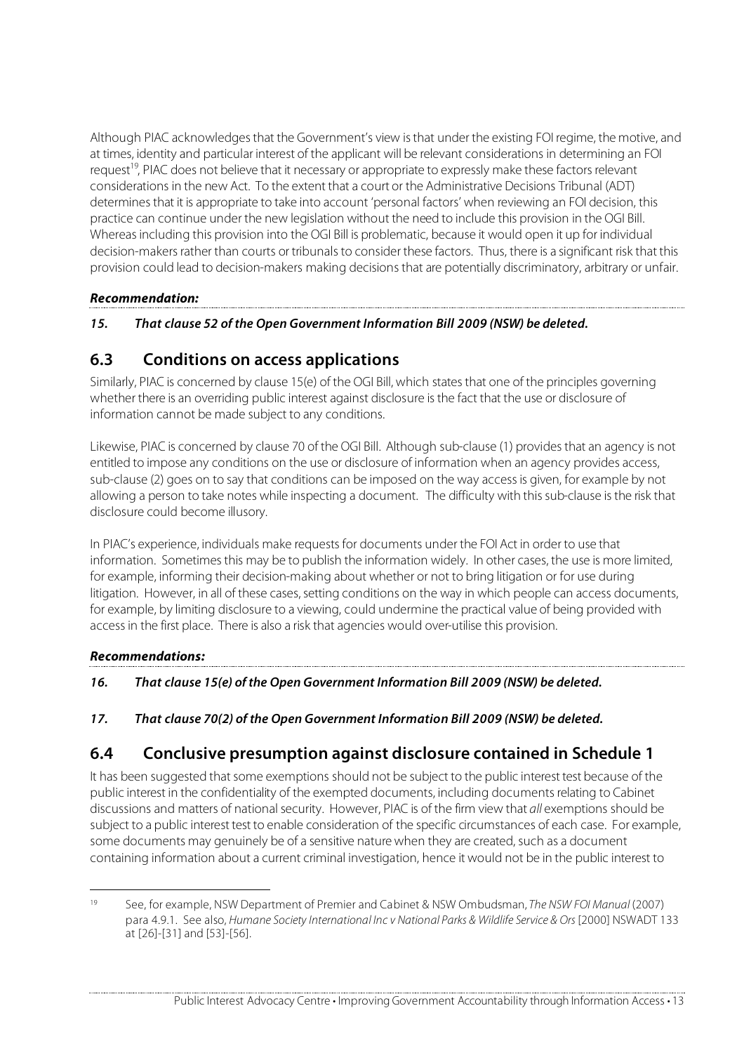Although PIAC acknowledges that the Government's view is that under the existing FOI regime, the motive, and at times, identity and particular interest of the applicant will be relevant considerations in determining an FOI request[19], PIAC does not believe that it necessary or appropriate to expressly make these factors relevant considerations in the new Act. To the extent that a court or the Administrative Decisions Tribunal (ADT) determines that it is appropriate to take into account 'personal factors' when reviewing an FOI decision, this practice can continue under the new legislation without the need to include this provision in the OGI Bill. Whereas including this provision into the OGI Bill is problematic, because it would open it up for individual decision-makers rather than courts or tribunals to consider these factors. Thus, there is a significant risk that this provision could lead to decision-makers making decisions that are potentially discriminatory, arbitrary or unfair.

***Recommendation:***

***15. That clause 52 of the Open Government Information Bill 2009 (NSW) be deleted.***

## 6.3 Conditions on access applications

Similarly, PIAC is concerned by clause 15(e) of the OGI Bill, which states that one of the principles governing whether there is an overriding public interest against disclosure is the fact that the use or disclosure of information cannot be made subject to any conditions.

Likewise, PIAC is concerned by clause 70 of the OGI Bill. Although sub-clause (1) provides that an agency is not entitled to impose any conditions on the use or disclosure of information when an agency provides access, sub-clause (2) goes on to say that conditions can be imposed on the way access is given, for example by not allowing a person to take notes while inspecting a document. The difficulty with this sub-clause is the risk that disclosure could become illusory.

In PIAC's experience, individuals make requests for documents under the FOI Act in order to use that information. Sometimes this may be to publish the information widely. In other cases, the use is more limited, for example, informing their decision-making about whether or not to bring litigation or for use during litigation. However, in all of these cases, setting conditions on the way in which people can access documents, for example, by limiting disclosure to a viewing, could undermine the practical value of being provided with access in the first place. There is also a risk that agencies would over-utilise this provision.

***Recommendations:***

***16. That clause 15(e) of the Open Government Information Bill 2009 (NSW) be deleted.***

***17. That clause 70(2) of the Open Government Information Bill 2009 (NSW) be deleted.***

## 6.4 Conclusive presumption against disclosure contained in Schedule 1

It has been suggested that some exemptions should not be subject to the public interest test because of the public interest in the confidentiality of the exempted documents, including documents relating to Cabinet discussions and matters of national security. However, PIAC is of the firm view that *all* exemptions should be subject to a public interest test to enable consideration of the specific circumstances of each case. For example, some documents may genuinely be of a sensitive nature when they are created, such as a document containing information about a current criminal investigation, hence it would not be in the public interest to

---

[19] See, for example, NSW Department of Premier and Cabinet & NSW Ombudsman, *The NSW FOI Manual* (2007) para 4.9.1. See also, *Humane Society International Inc v National Parks & Wildlife Service & Ors* [2000] NSWADT 133 at [26]-[31] and [53]-[56].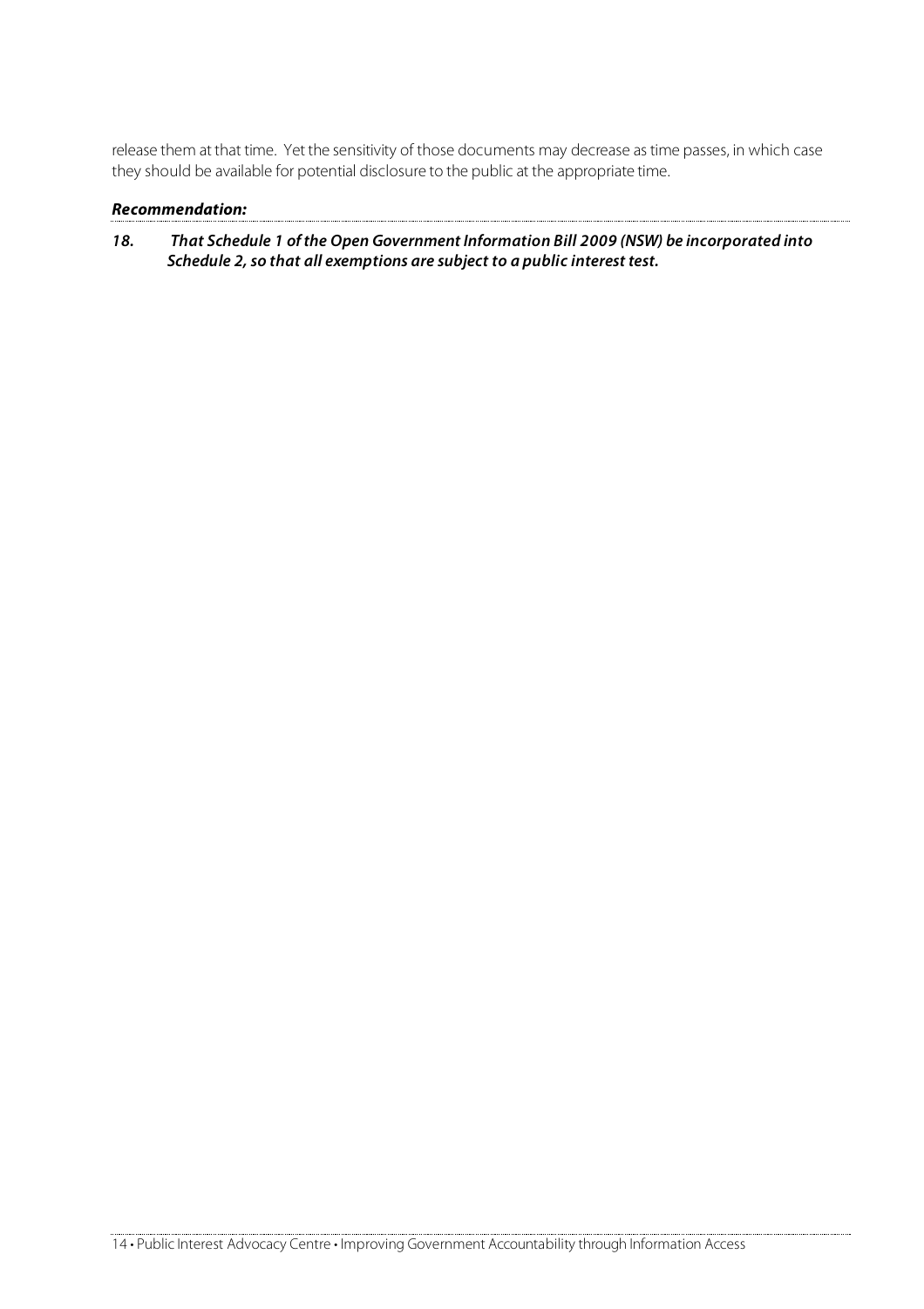release them at that time. Yet the sensitivity of those documents may decrease as time passes, in which case they should be available for potential disclosure to the public at the appropriate time.

***Recommendation:***

***18. That Schedule 1 of the Open Government Information Bill 2009 (NSW) be incorporated into Schedule 2, so that all exemptions are subject to a public interest test.***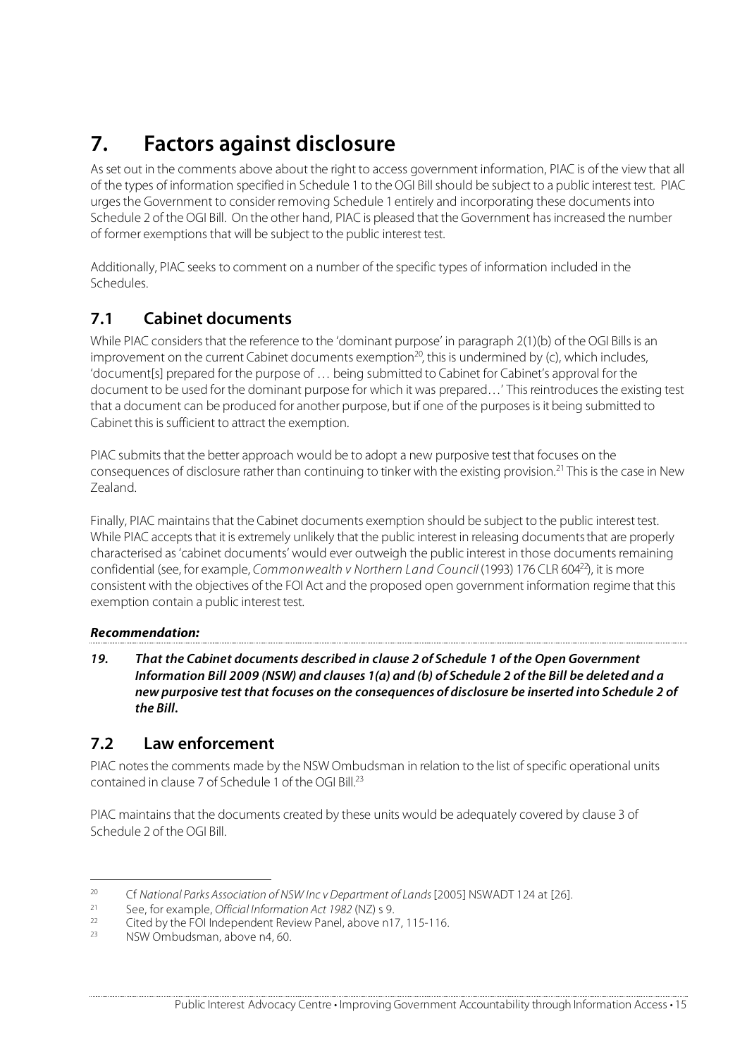# 7. Factors against disclosure

As set out in the comments above about the right to access government information, PIAC is of the view that all of the types of information specified in Schedule 1 to the OGI Bill should be subject to a public interest test. PIAC urges the Government to consider removing Schedule 1 entirely and incorporating these documents into Schedule 2 of the OGI Bill. On the other hand, PIAC is pleased that the Government has increased the number of former exemptions that will be subject to the public interest test.

Additionally, PIAC seeks to comment on a number of the specific types of information included in the Schedules.

## 7.1 Cabinet documents

While PIAC considers that the reference to the 'dominant purpose' in paragraph 2(1)(b) of the OGI Bills is an improvement on the current Cabinet documents exemption[20], this is undermined by (c), which includes, 'document[s] prepared for the purpose of … being submitted to Cabinet for Cabinet's approval for the document to be used for the dominant purpose for which it was prepared…' This reintroduces the existing test that a document can be produced for another purpose, but if one of the purposes is it being submitted to Cabinet this is sufficient to attract the exemption.

PIAC submits that the better approach would be to adopt a new purposive test that focuses on the consequences of disclosure rather than continuing to tinker with the existing provision.[21] This is the case in New Zealand.

Finally, PIAC maintains that the Cabinet documents exemption should be subject to the public interest test. While PIAC accepts that it is extremely unlikely that the public interest in releasing documents that are properly characterised as 'cabinet documents' would ever outweigh the public interest in those documents remaining confidential (see, for example, *Commonwealth v Northern Land Council* (1993) 176 CLR 604[22]), it is more consistent with the objectives of the FOI Act and the proposed open government information regime that this exemption contain a public interest test.

***Recommendation:***

***19. That the Cabinet documents described in clause 2 of Schedule 1 of the Open Government Information Bill 2009 (NSW) and clauses 1(a) and (b) of Schedule 2 of the Bill be deleted and a new purposive test that focuses on the consequences of disclosure be inserted into Schedule 2 of the Bill.***

## 7.2 Law enforcement

PIAC notes the comments made by the NSW Ombudsman in relation to the list of specific operational units contained in clause 7 of Schedule 1 of the OGI Bill.[23]

PIAC maintains that the documents created by these units would be adequately covered by clause 3 of Schedule 2 of the OGI Bill.

---

[20] Cf *National Parks Association of NSW Inc v Department of Lands* [2005] NSWADT 124 at [26].

[21] See, for example, *Official Information Act 1982* (NZ) s 9.

[22] Cited by the FOI Independent Review Panel, above n17, 115-116.

[23] NSW Ombudsman, above n4, 60.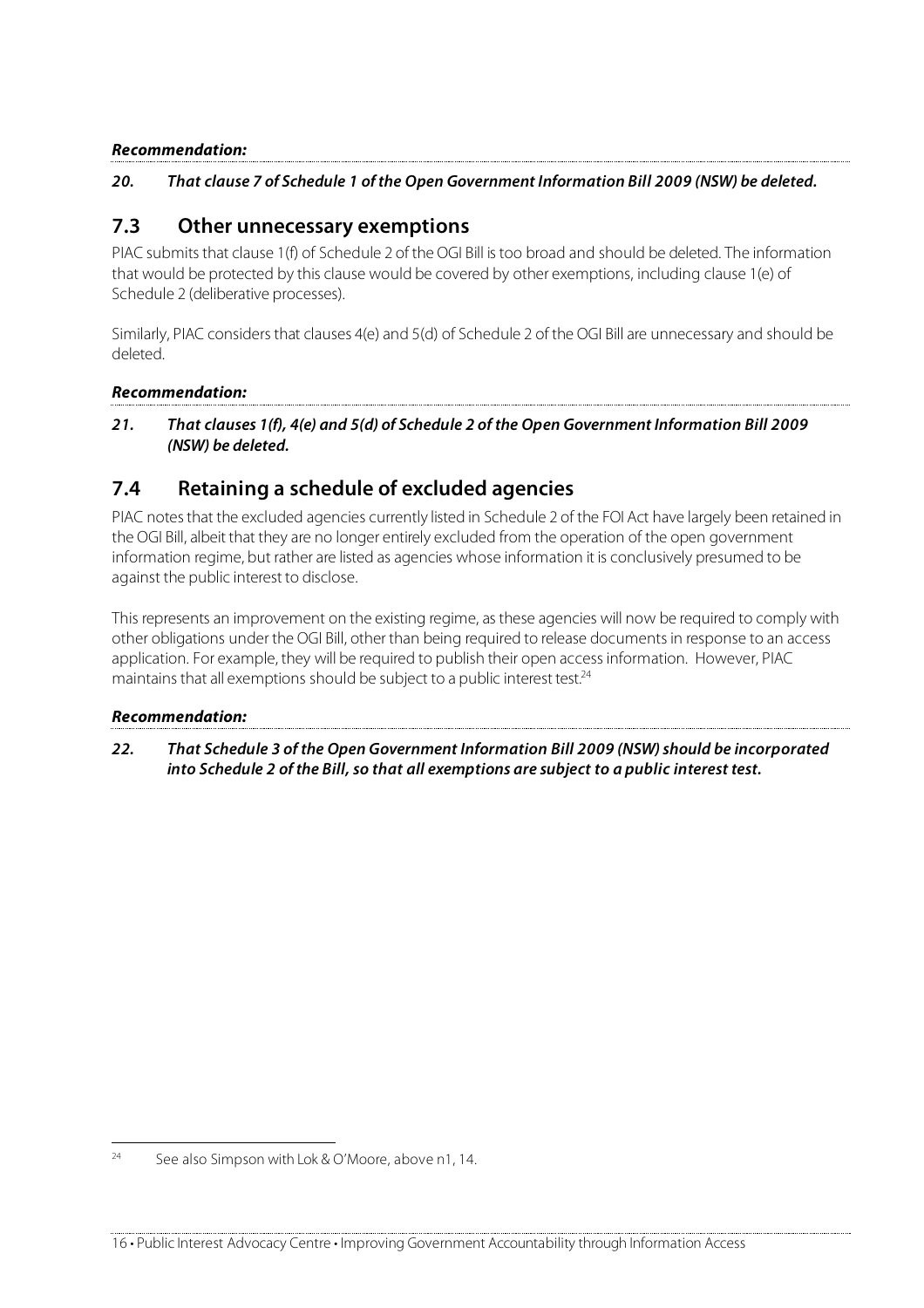***Recommendation:***

***20. That clause 7 of Schedule 1 of the Open Government Information Bill 2009 (NSW) be deleted.***

## 7.3 Other unnecessary exemptions

PIAC submits that clause 1(f) of Schedule 2 of the OGI Bill is too broad and should be deleted. The information that would be protected by this clause would be covered by other exemptions, including clause 1(e) of Schedule 2 (deliberative processes).

Similarly, PIAC considers that clauses 4(e) and 5(d) of Schedule 2 of the OGI Bill are unnecessary and should be deleted.

***Recommendation:***

***21. That clauses 1(f), 4(e) and 5(d) of Schedule 2 of the Open Government Information Bill 2009 (NSW) be deleted.***

## 7.4 Retaining a schedule of excluded agencies

PIAC notes that the excluded agencies currently listed in Schedule 2 of the FOI Act have largely been retained in the OGI Bill, albeit that they are no longer entirely excluded from the operation of the open government information regime, but rather are listed as agencies whose information it is conclusively presumed to be against the public interest to disclose.

This represents an improvement on the existing regime, as these agencies will now be required to comply with other obligations under the OGI Bill, other than being required to release documents in response to an access application. For example, they will be required to publish their open access information. However, PIAC maintains that all exemptions should be subject to a public interest test.[24]

***Recommendation:***

***22. That Schedule 3 of the Open Government Information Bill 2009 (NSW) should be incorporated into Schedule 2 of the Bill, so that all exemptions are subject to a public interest test.***

---

[24] See also Simpson with Lok & O'Moore, above n1, 14.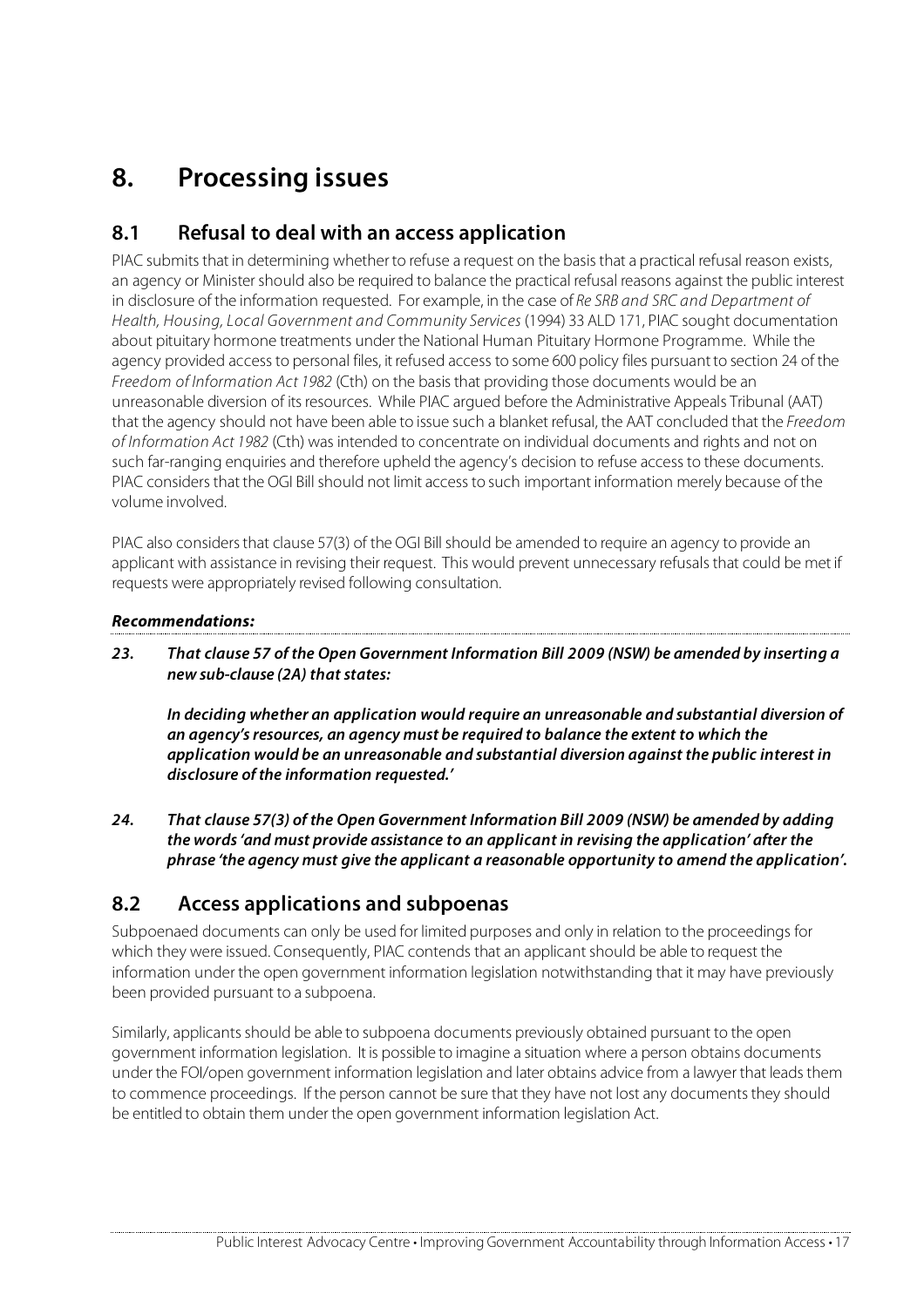# 8. Processing issues

## 8.1 Refusal to deal with an access application

PIAC submits that in determining whether to refuse a request on the basis that a practical refusal reason exists, an agency or Minister should also be required to balance the practical refusal reasons against the public interest in disclosure of the information requested. For example, in the case of *Re SRB and SRC and Department of Health, Housing, Local Government and Community Services* (1994) 33 ALD 171, PIAC sought documentation about pituitary hormone treatments under the National Human Pituitary Hormone Programme. While the agency provided access to personal files, it refused access to some 600 policy files pursuant to section 24 of the *Freedom of Information Act 1982* (Cth) on the basis that providing those documents would be an unreasonable diversion of its resources. While PIAC argued before the Administrative Appeals Tribunal (AAT) that the agency should not have been able to issue such a blanket refusal, the AAT concluded that the *Freedom of Information Act 1982* (Cth) was intended to concentrate on individual documents and rights and not on such far-ranging enquiries and therefore upheld the agency's decision to refuse access to these documents. PIAC considers that the OGI Bill should not limit access to such important information merely because of the volume involved.

PIAC also considers that clause 57(3) of the OGI Bill should be amended to require an agency to provide an applicant with assistance in revising their request. This would prevent unnecessary refusals that could be met if requests were appropriately revised following consultation.

***Recommendations:***

***23. That clause 57 of the Open Government Information Bill 2009 (NSW) be amended by inserting a new sub-clause (2A) that states:***

***In deciding whether an application would require an unreasonable and substantial diversion of an agency's resources, an agency must be required to balance the extent to which the application would be an unreasonable and substantial diversion against the public interest in disclosure of the information requested.'***

***24. That clause 57(3) of the Open Government Information Bill 2009 (NSW) be amended by adding the words 'and must provide assistance to an applicant in revising the application' after the phrase 'the agency must give the applicant a reasonable opportunity to amend the application'.***

## 8.2 Access applications and subpoenas

Subpoenaed documents can only be used for limited purposes and only in relation to the proceedings for which they were issued. Consequently, PIAC contends that an applicant should be able to request the information under the open government information legislation notwithstanding that it may have previously been provided pursuant to a subpoena.

Similarly, applicants should be able to subpoena documents previously obtained pursuant to the open government information legislation. It is possible to imagine a situation where a person obtains documents under the FOI/open government information legislation and later obtains advice from a lawyer that leads them to commence proceedings. If the person cannot be sure that they have not lost any documents they should be entitled to obtain them under the open government information legislation Act.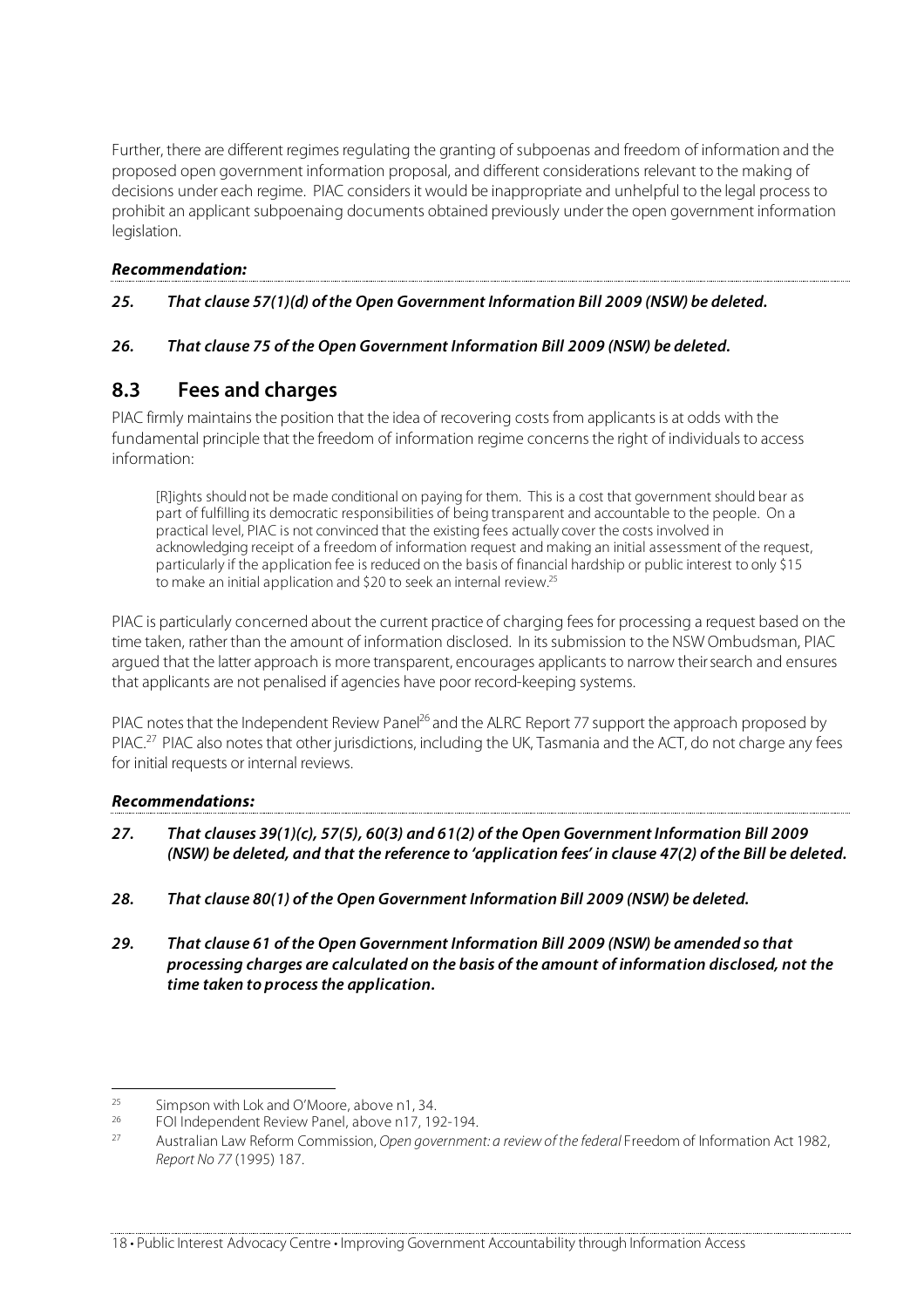Further, there are different regimes regulating the granting of subpoenas and freedom of information and the proposed open government information proposal, and different considerations relevant to the making of decisions under each regime. PIAC considers it would be inappropriate and unhelpful to the legal process to prohibit an applicant subpoenaing documents obtained previously under the open government information legislation.

***Recommendation:***

***25. That clause 57(1)(d) of the Open Government Information Bill 2009 (NSW) be deleted.***

***26. That clause 75 of the Open Government Information Bill 2009 (NSW) be deleted.***

## 8.3 Fees and charges

PIAC firmly maintains the position that the idea of recovering costs from applicants is at odds with the fundamental principle that the freedom of information regime concerns the right of individuals to access information:

> [R]ights should not be made conditional on paying for them. This is a cost that government should bear as part of fulfilling its democratic responsibilities of being transparent and accountable to the people. On a practical level, PIAC is not convinced that the existing fees actually cover the costs involved in acknowledging receipt of a freedom of information request and making an initial assessment of the request, particularly if the application fee is reduced on the basis of financial hardship or public interest to only $15 to make an initial application and $20 to seek an internal review.[25]

PIAC is particularly concerned about the current practice of charging fees for processing a request based on the time taken, rather than the amount of information disclosed. In its submission to the NSW Ombudsman, PIAC argued that the latter approach is more transparent, encourages applicants to narrow their search and ensures that applicants are not penalised if agencies have poor record-keeping systems.

PIAC notes that the Independent Review Panel[26] and the ALRC Report 77 support the approach proposed by PIAC.[27] PIAC also notes that other jurisdictions, including the UK, Tasmania and the ACT, do not charge any fees for initial requests or internal reviews.

***Recommendations:***

***27. That clauses 39(1)(c), 57(5), 60(3) and 61(2) of the Open Government Information Bill 2009 (NSW) be deleted, and that the reference to 'application fees' in clause 47(2) of the Bill be deleted.***

***28. That clause 80(1) of the Open Government Information Bill 2009 (NSW) be deleted.***

***29. That clause 61 of the Open Government Information Bill 2009 (NSW) be amended so that processing charges are calculated on the basis of the amount of information disclosed, not the time taken to process the application.***

---

[25] Simpson with Lok and O'Moore, above n1, 34.

[26] FOI Independent Review Panel, above n17, 192-194.

[27] Australian Law Reform Commission, *Open government: a review of the federal* Freedom of Information Act 1982, *Report No 77* (1995) 187.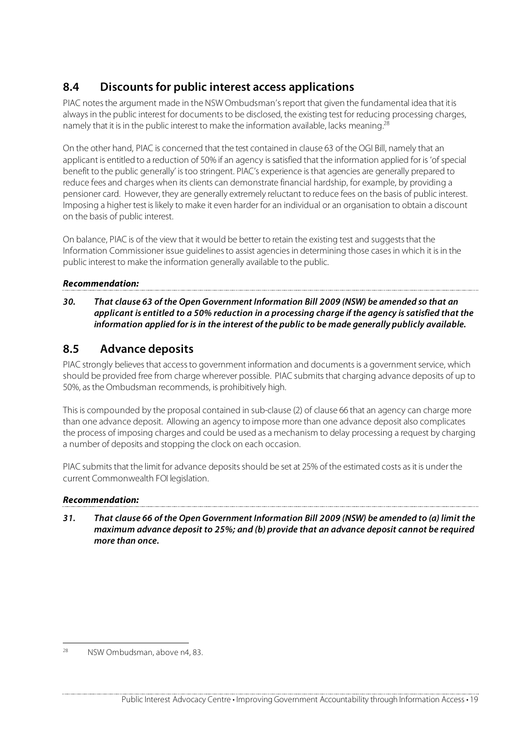## 8.4 Discounts for public interest access applications

PIAC notes the argument made in the NSW Ombudsman's report that given the fundamental idea that it is always in the public interest for documents to be disclosed, the existing test for reducing processing charges, namely that it is in the public interest to make the information available, lacks meaning.[28]

On the other hand, PIAC is concerned that the test contained in clause 63 of the OGI Bill, namely that an applicant is entitled to a reduction of 50% if an agency is satisfied that the information applied for is 'of special benefit to the public generally' is too stringent. PIAC's experience is that agencies are generally prepared to reduce fees and charges when its clients can demonstrate financial hardship, for example, by providing a pensioner card. However, they are generally extremely reluctant to reduce fees on the basis of public interest. Imposing a higher test is likely to make it even harder for an individual or an organisation to obtain a discount on the basis of public interest.

On balance, PIAC is of the view that it would be better to retain the existing test and suggests that the Information Commissioner issue guidelines to assist agencies in determining those cases in which it is in the public interest to make the information generally available to the public.

***Recommendation:***

***30. That clause 63 of the Open Government Information Bill 2009 (NSW) be amended so that an applicant is entitled to a 50% reduction in a processing charge if the agency is satisfied that the information applied for is in the interest of the public to be made generally publicly available.***

## 8.5 Advance deposits

PIAC strongly believes that access to government information and documents is a government service, which should be provided free from charge wherever possible. PIAC submits that charging advance deposits of up to 50%, as the Ombudsman recommends, is prohibitively high.

This is compounded by the proposal contained in sub-clause (2) of clause 66 that an agency can charge more than one advance deposit. Allowing an agency to impose more than one advance deposit also complicates the process of imposing charges and could be used as a mechanism to delay processing a request by charging a number of deposits and stopping the clock on each occasion.

PIAC submits that the limit for advance deposits should be set at 25% of the estimated costs as it is under the current Commonwealth FOI legislation.

***Recommendation:***

***31. That clause 66 of the Open Government Information Bill 2009 (NSW) be amended to (a) limit the maximum advance deposit to 25%; and (b) provide that an advance deposit cannot be required more than once.***

---

[28] NSW Ombudsman, above n4, 83.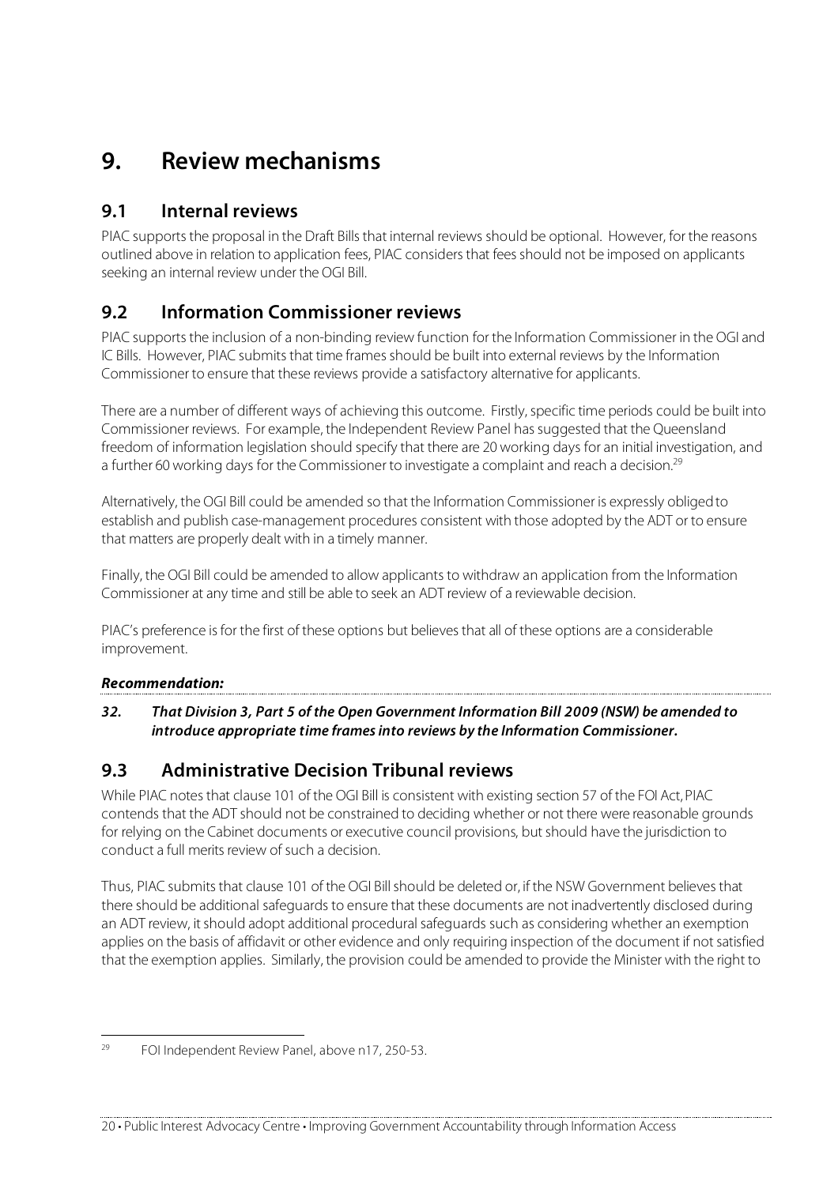# 9. Review mechanisms

## 9.1 Internal reviews

PIAC supports the proposal in the Draft Bills that internal reviews should be optional. However, for the reasons outlined above in relation to application fees, PIAC considers that fees should not be imposed on applicants seeking an internal review under the OGI Bill.

## 9.2 Information Commissioner reviews

PIAC supports the inclusion of a non-binding review function for the Information Commissioner in the OGI and IC Bills. However, PIAC submits that time frames should be built into external reviews by the Information Commissioner to ensure that these reviews provide a satisfactory alternative for applicants.

There are a number of different ways of achieving this outcome. Firstly, specific time periods could be built into Commissioner reviews. For example, the Independent Review Panel has suggested that the Queensland freedom of information legislation should specify that there are 20 working days for an initial investigation, and a further 60 working days for the Commissioner to investigate a complaint and reach a decision.[29]

Alternatively, the OGI Bill could be amended so that the Information Commissioner is expressly obliged to establish and publish case-management procedures consistent with those adopted by the ADT or to ensure that matters are properly dealt with in a timely manner.

Finally, the OGI Bill could be amended to allow applicants to withdraw an application from the Information Commissioner at any time and still be able to seek an ADT review of a reviewable decision.

PIAC's preference is for the first of these options but believes that all of these options are a considerable improvement.

***Recommendation:***

***32. That Division 3, Part 5 of the Open Government Information Bill 2009 (NSW) be amended to introduce appropriate time frames into reviews by the Information Commissioner.***

## 9.3 Administrative Decision Tribunal reviews

While PIAC notes that clause 101 of the OGI Bill is consistent with existing section 57 of the FOI Act, PIAC contends that the ADT should not be constrained to deciding whether or not there were reasonable grounds for relying on the Cabinet documents or executive council provisions, but should have the jurisdiction to conduct a full merits review of such a decision.

Thus, PIAC submits that clause 101 of the OGI Bill should be deleted or, if the NSW Government believes that there should be additional safeguards to ensure that these documents are not inadvertently disclosed during an ADT review, it should adopt additional procedural safeguards such as considering whether an exemption applies on the basis of affidavit or other evidence and only requiring inspection of the document if not satisfied that the exemption applies. Similarly, the provision could be amended to provide the Minister with the right to

---

[29] FOI Independent Review Panel, above n17, 250-53.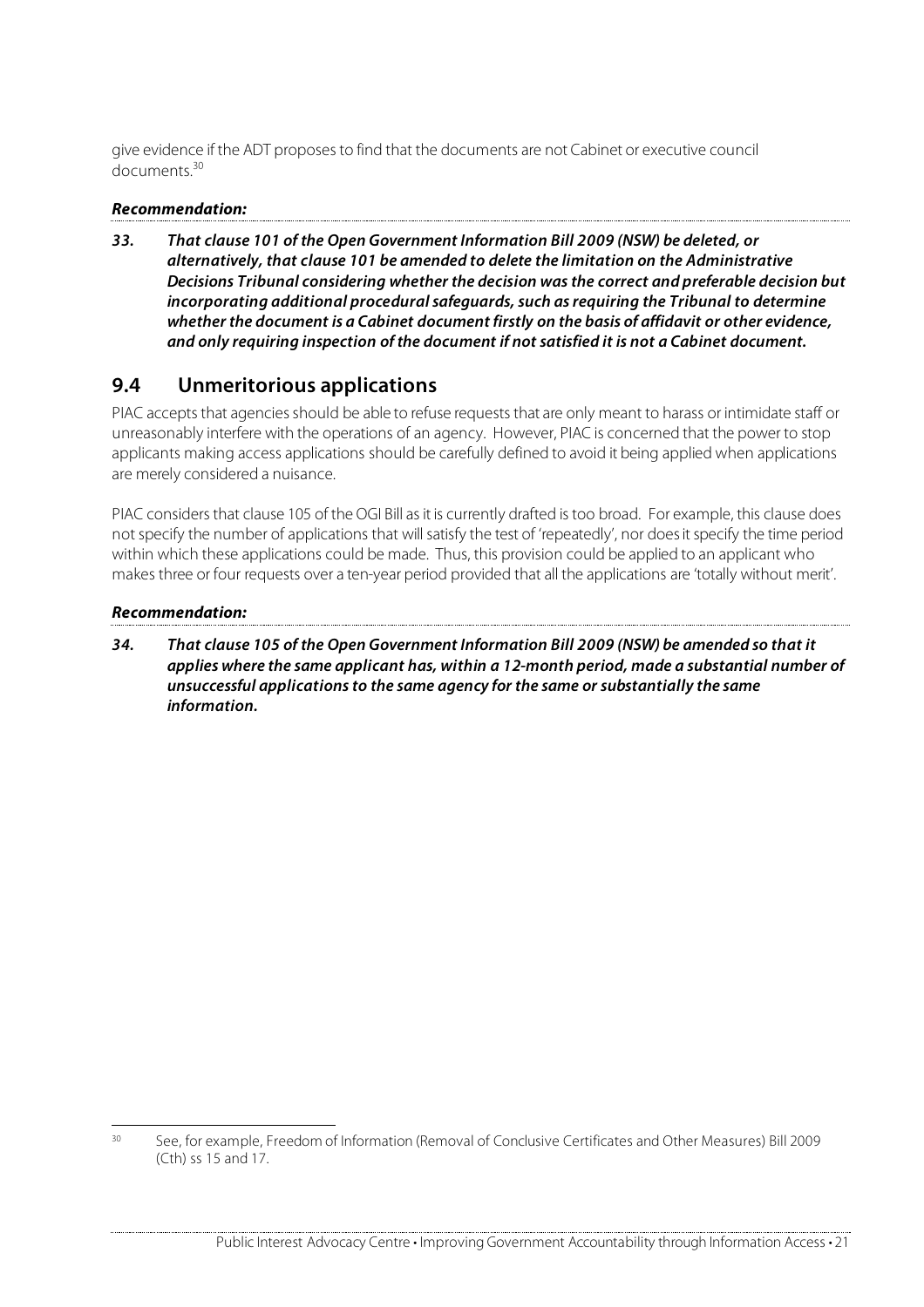give evidence if the ADT proposes to find that the documents are not Cabinet or executive council documents.[30]

***Recommendation:***

***33. That clause 101 of the Open Government Information Bill 2009 (NSW) be deleted, or alternatively, that clause 101 be amended to delete the limitation on the Administrative Decisions Tribunal considering whether the decision was the correct and preferable decision but incorporating additional procedural safeguards, such as requiring the Tribunal to determine whether the document is a Cabinet document firstly on the basis of affidavit or other evidence, and only requiring inspection of the document if not satisfied it is not a Cabinet document.***

## 9.4 Unmeritorious applications

PIAC accepts that agencies should be able to refuse requests that are only meant to harass or intimidate staff or unreasonably interfere with the operations of an agency. However, PIAC is concerned that the power to stop applicants making access applications should be carefully defined to avoid it being applied when applications are merely considered a nuisance.

PIAC considers that clause 105 of the OGI Bill as it is currently drafted is too broad. For example, this clause does not specify the number of applications that will satisfy the test of 'repeatedly', nor does it specify the time period within which these applications could be made. Thus, this provision could be applied to an applicant who makes three or four requests over a ten-year period provided that all the applications are 'totally without merit'.

***Recommendation:***

***34. That clause 105 of the Open Government Information Bill 2009 (NSW) be amended so that it applies where the same applicant has, within a 12-month period, made a substantial number of unsuccessful applications to the same agency for the same or substantially the same information.***

---

[30] See, for example, Freedom of Information (Removal of Conclusive Certificates and Other Measures) Bill 2009 (Cth) ss 15 and 17.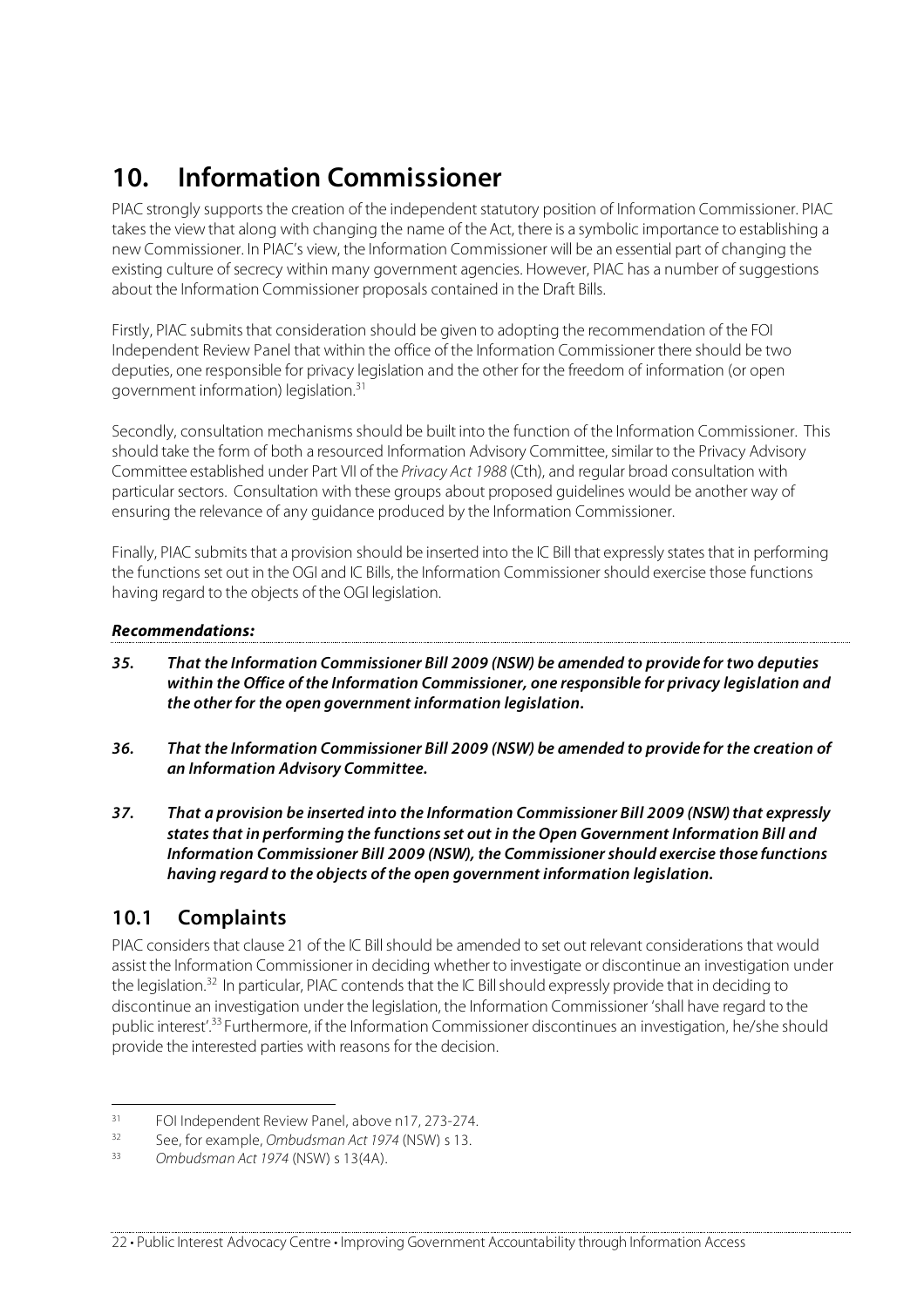// 10. Information Commissioner

PIAC strongly supports the creation of the independent statutory position of Information Commissioner. PIAC takes the view that along with changing the name of the Act, there is a symbolic importance to establishing a new Commissioner. In PIAC's view, the Information Commissioner will be an essential part of changing the existing culture of secrecy within many government agencies. However, PIAC has a number of suggestions about the Information Commissioner proposals contained in the Draft Bills.

Firstly, PIAC submits that consideration should be given to adopting the recommendation of the FOI Independent Review Panel that within the office of the Information Commissioner there should be two deputies, one responsible for privacy legislation and the other for the freedom of information (or open government information) legislation.[31]

Secondly, consultation mechanisms should be built into the function of the Information Commissioner. This should take the form of both a resourced Information Advisory Committee, similar to the Privacy Advisory Committee established under Part VII of the *Privacy Act 1988* (Cth), and regular broad consultation with particular sectors. Consultation with these groups about proposed guidelines would be another way of ensuring the relevance of any guidance produced by the Information Commissioner.

Finally, PIAC submits that a provision should be inserted into the IC Bill that expressly states that in performing the functions set out in the OGI and IC Bills, the Information Commissioner should exercise those functions having regard to the objects of the OGI legislation.

***Recommendations:***

***35. That the Information Commissioner Bill 2009 (NSW) be amended to provide for two deputies within the Office of the Information Commissioner, one responsible for privacy legislation and the other for the open government information legislation.***

***36. That the Information Commissioner Bill 2009 (NSW) be amended to provide for the creation of an Information Advisory Committee.***

***37. That a provision be inserted into the Information Commissioner Bill 2009 (NSW) that expressly states that in performing the functions set out in the Open Government Information Bill and Information Commissioner Bill 2009 (NSW), the Commissioner should exercise those functions having regard to the objects of the open government information legislation.***

## 10.1 Complaints

PIAC considers that clause 21 of the IC Bill should be amended to set out relevant considerations that would assist the Information Commissioner in deciding whether to investigate or discontinue an investigation under the legislation.[32] In particular, PIAC contends that the IC Bill should expressly provide that in deciding to discontinue an investigation under the legislation, the Information Commissioner 'shall have regard to the public interest'.[33] Furthermore, if the Information Commissioner discontinues an investigation, he/she should provide the interested parties with reasons for the decision.

---

[31] FOI Independent Review Panel, above n17, 273-274.

[32] See, for example, *Ombudsman Act 1974* (NSW) s 13.

[33] *Ombudsman Act 1974* (NSW) s 13(4A).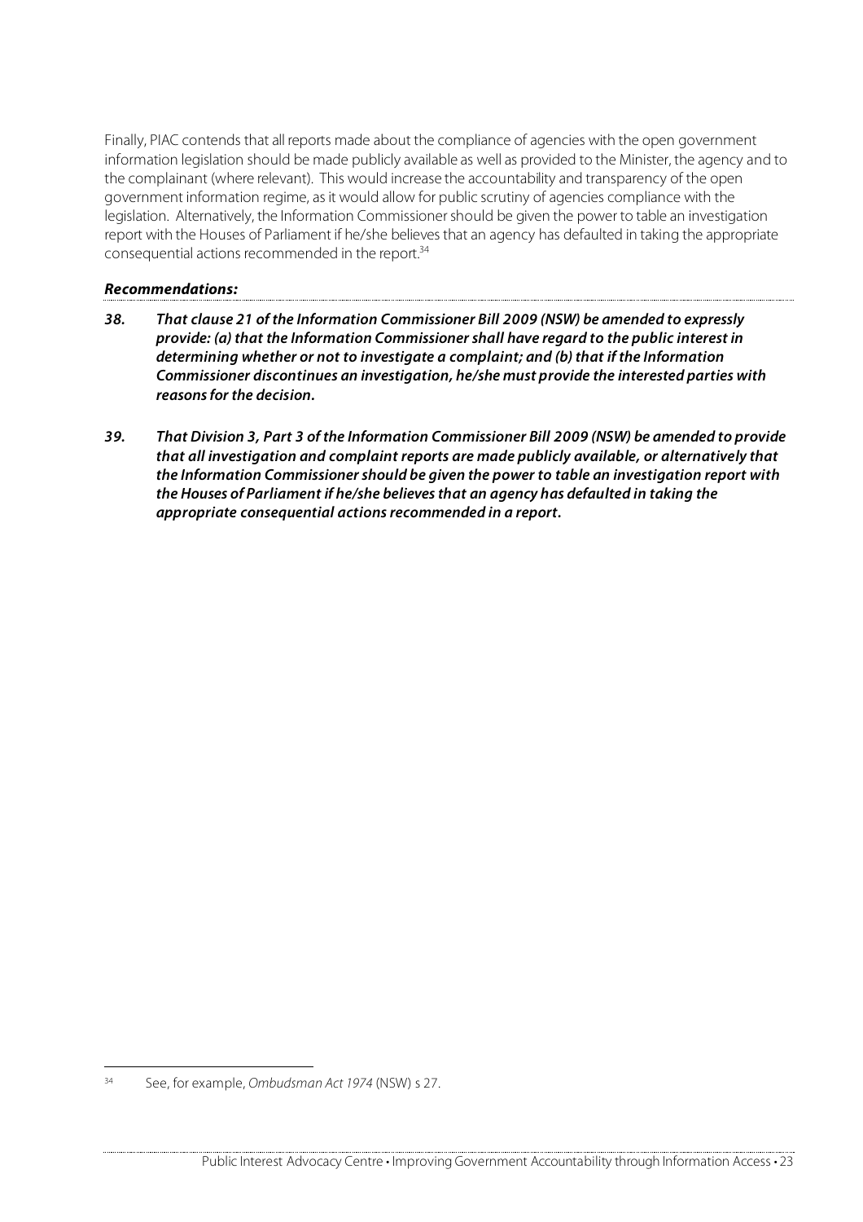Finally, PIAC contends that all reports made about the compliance of agencies with the open government information legislation should be made publicly available as well as provided to the Minister, the agency and to the complainant (where relevant). This would increase the accountability and transparency of the open government information regime, as it would allow for public scrutiny of agencies compliance with the legislation. Alternatively, the Information Commissioner should be given the power to table an investigation report with the Houses of Parliament if he/she believes that an agency has defaulted in taking the appropriate consequential actions recommended in the report.[34]

***Recommendations:***

***38. That clause 21 of the Information Commissioner Bill 2009 (NSW) be amended to expressly provide: (a) that the Information Commissioner shall have regard to the public interest in determining whether or not to investigate a complaint; and (b) that if the Information Commissioner discontinues an investigation, he/she must provide the interested parties with reasons for the decision.***

***39. That Division 3, Part 3 of the Information Commissioner Bill 2009 (NSW) be amended to provide that all investigation and complaint reports are made publicly available, or alternatively that the Information Commissioner should be given the power to table an investigation report with the Houses of Parliament if he/she believes that an agency has defaulted in taking the appropriate consequential actions recommended in a report.***

---

[34] See, for example, *Ombudsman Act 1974* (NSW) s 27.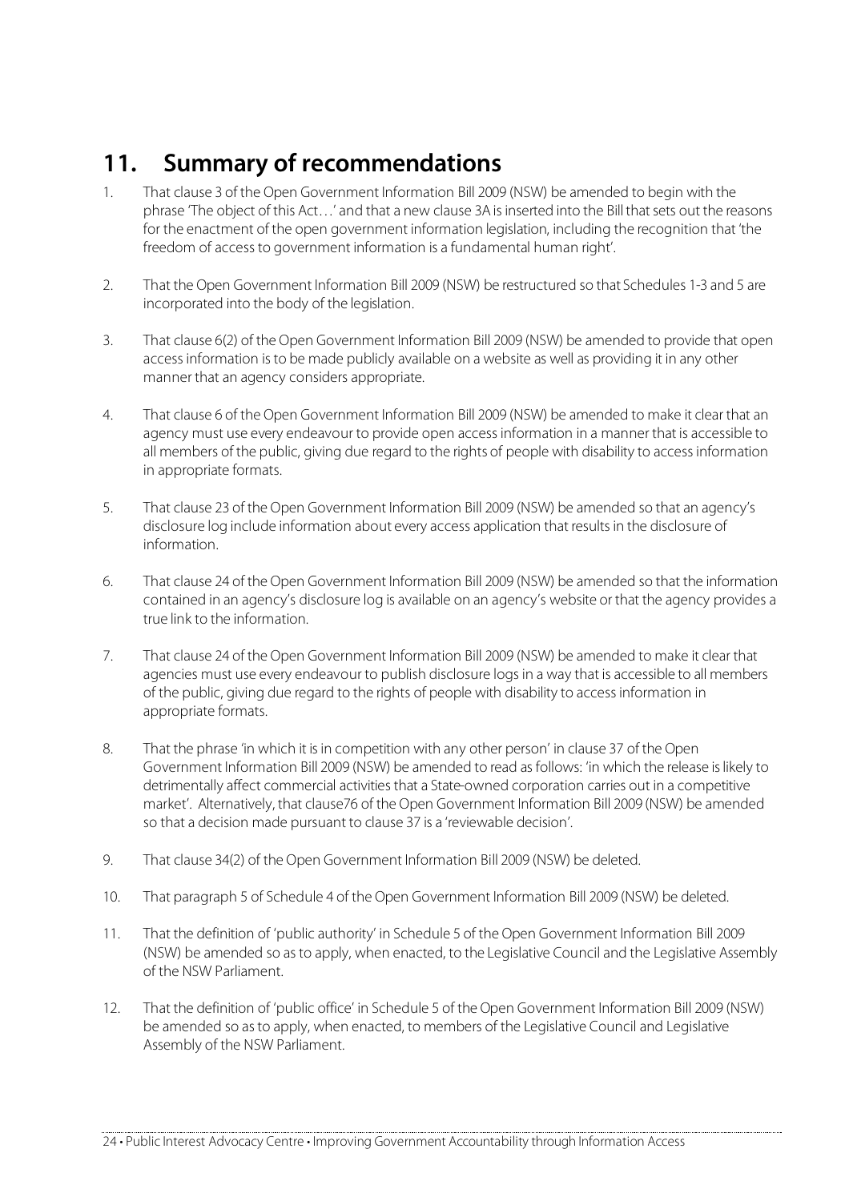## 11. Summary of recommendations

1. That clause 3 of the Open Government Information Bill 2009 (NSW) be amended to begin with the phrase 'The object of this Act…' and that a new clause 3A is inserted into the Bill that sets out the reasons for the enactment of the open government information legislation, including the recognition that 'the freedom of access to government information is a fundamental human right'.

2. That the Open Government Information Bill 2009 (NSW) be restructured so that Schedules 1-3 and 5 are incorporated into the body of the legislation.

3. That clause 6(2) of the Open Government Information Bill 2009 (NSW) be amended to provide that open access information is to be made publicly available on a website as well as providing it in any other manner that an agency considers appropriate.

4. That clause 6 of the Open Government Information Bill 2009 (NSW) be amended to make it clear that an agency must use every endeavour to provide open access information in a manner that is accessible to all members of the public, giving due regard to the rights of people with disability to access information in appropriate formats.

5. That clause 23 of the Open Government Information Bill 2009 (NSW) be amended so that an agency's disclosure log include information about every access application that results in the disclosure of information.

6. That clause 24 of the Open Government Information Bill 2009 (NSW) be amended so that the information contained in an agency's disclosure log is available on an agency's website or that the agency provides a true link to the information.

7. That clause 24 of the Open Government Information Bill 2009 (NSW) be amended to make it clear that agencies must use every endeavour to publish disclosure logs in a way that is accessible to all members of the public, giving due regard to the rights of people with disability to access information in appropriate formats.

8. That the phrase 'in which it is in competition with any other person' in clause 37 of the Open Government Information Bill 2009 (NSW) be amended to read as follows: 'in which the release is likely to detrimentally affect commercial activities that a State-owned corporation carries out in a competitive market'. Alternatively, that clause76 of the Open Government Information Bill 2009 (NSW) be amended so that a decision made pursuant to clause 37 is a 'reviewable decision'.

9. That clause 34(2) of the Open Government Information Bill 2009 (NSW) be deleted.

10. That paragraph 5 of Schedule 4 of the Open Government Information Bill 2009 (NSW) be deleted.

11. That the definition of 'public authority' in Schedule 5 of the Open Government Information Bill 2009 (NSW) be amended so as to apply, when enacted, to the Legislative Council and the Legislative Assembly of the NSW Parliament.

12. That the definition of 'public office' in Schedule 5 of the Open Government Information Bill 2009 (NSW) be amended so as to apply, when enacted, to members of the Legislative Council and Legislative Assembly of the NSW Parliament.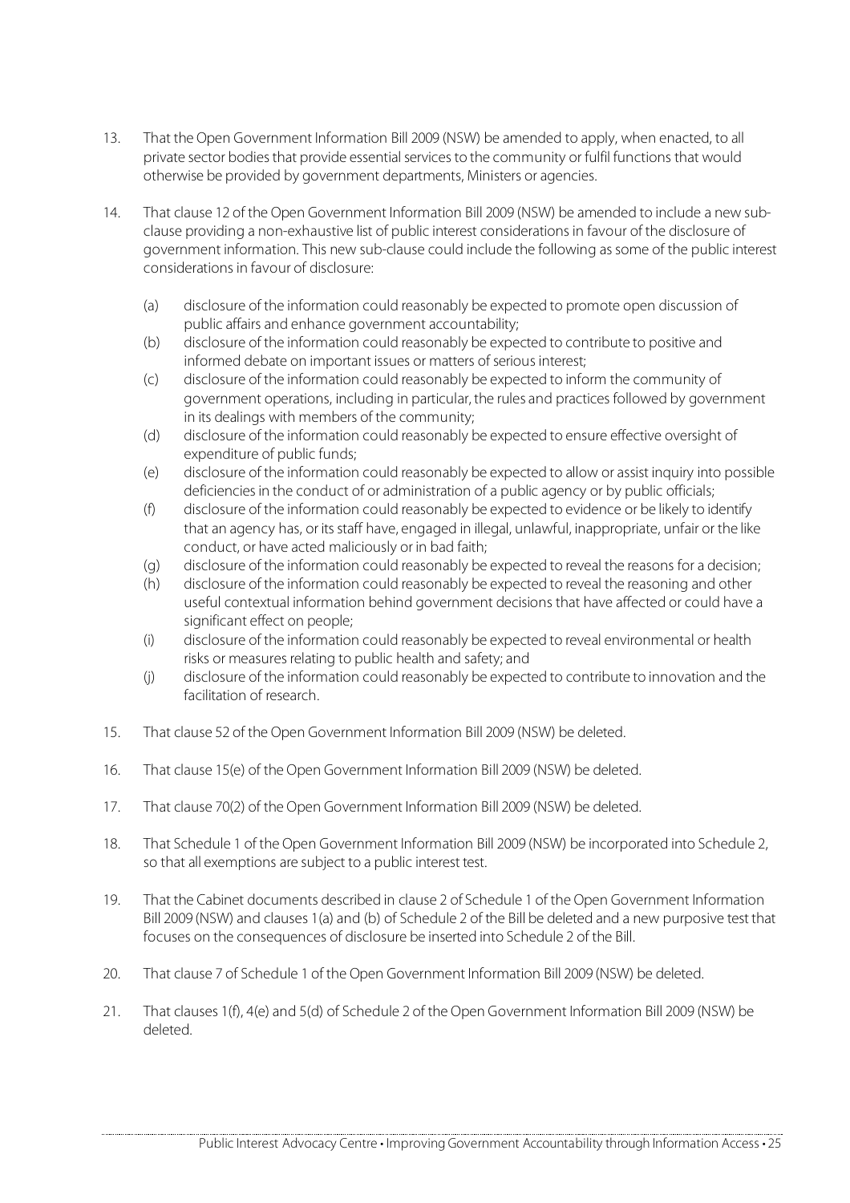13. That the Open Government Information Bill 2009 (NSW) be amended to apply, when enacted, to all private sector bodies that provide essential services to the community or fulfil functions that would otherwise be provided by government departments, Ministers or agencies.

14. That clause 12 of the Open Government Information Bill 2009 (NSW) be amended to include a new sub-clause providing a non-exhaustive list of public interest considerations in favour of the disclosure of government information. This new sub-clause could include the following as some of the public interest considerations in favour of disclosure:

    (a) disclosure of the information could reasonably be expected to promote open discussion of public affairs and enhance government accountability;
    (b) disclosure of the information could reasonably be expected to contribute to positive and informed debate on important issues or matters of serious interest;
    (c) disclosure of the information could reasonably be expected to inform the community of government operations, including in particular, the rules and practices followed by government in its dealings with members of the community;
    (d) disclosure of the information could reasonably be expected to ensure effective oversight of expenditure of public funds;
    (e) disclosure of the information could reasonably be expected to allow or assist inquiry into possible deficiencies in the conduct of or administration of a public agency or by public officials;
    (f) disclosure of the information could reasonably be expected to evidence or be likely to identify that an agency has, or its staff have, engaged in illegal, unlawful, inappropriate, unfair or the like conduct, or have acted maliciously or in bad faith;
    (g) disclosure of the information could reasonably be expected to reveal the reasons for a decision;
    (h) disclosure of the information could reasonably be expected to reveal the reasoning and other useful contextual information behind government decisions that have affected or could have a significant effect on people;
    (i) disclosure of the information could reasonably be expected to reveal environmental or health risks or measures relating to public health and safety; and
    (j) disclosure of the information could reasonably be expected to contribute to innovation and the facilitation of research.

15. That clause 52 of the Open Government Information Bill 2009 (NSW) be deleted.

16. That clause 15(e) of the Open Government Information Bill 2009 (NSW) be deleted.

17. That clause 70(2) of the Open Government Information Bill 2009 (NSW) be deleted.

18. That Schedule 1 of the Open Government Information Bill 2009 (NSW) be incorporated into Schedule 2, so that all exemptions are subject to a public interest test.

19. That the Cabinet documents described in clause 2 of Schedule 1 of the Open Government Information Bill 2009 (NSW) and clauses 1(a) and (b) of Schedule 2 of the Bill be deleted and a new purposive test that focuses on the consequences of disclosure be inserted into Schedule 2 of the Bill.

20. That clause 7 of Schedule 1 of the Open Government Information Bill 2009 (NSW) be deleted.

21. That clauses 1(f), 4(e) and 5(d) of Schedule 2 of the Open Government Information Bill 2009 (NSW) be deleted.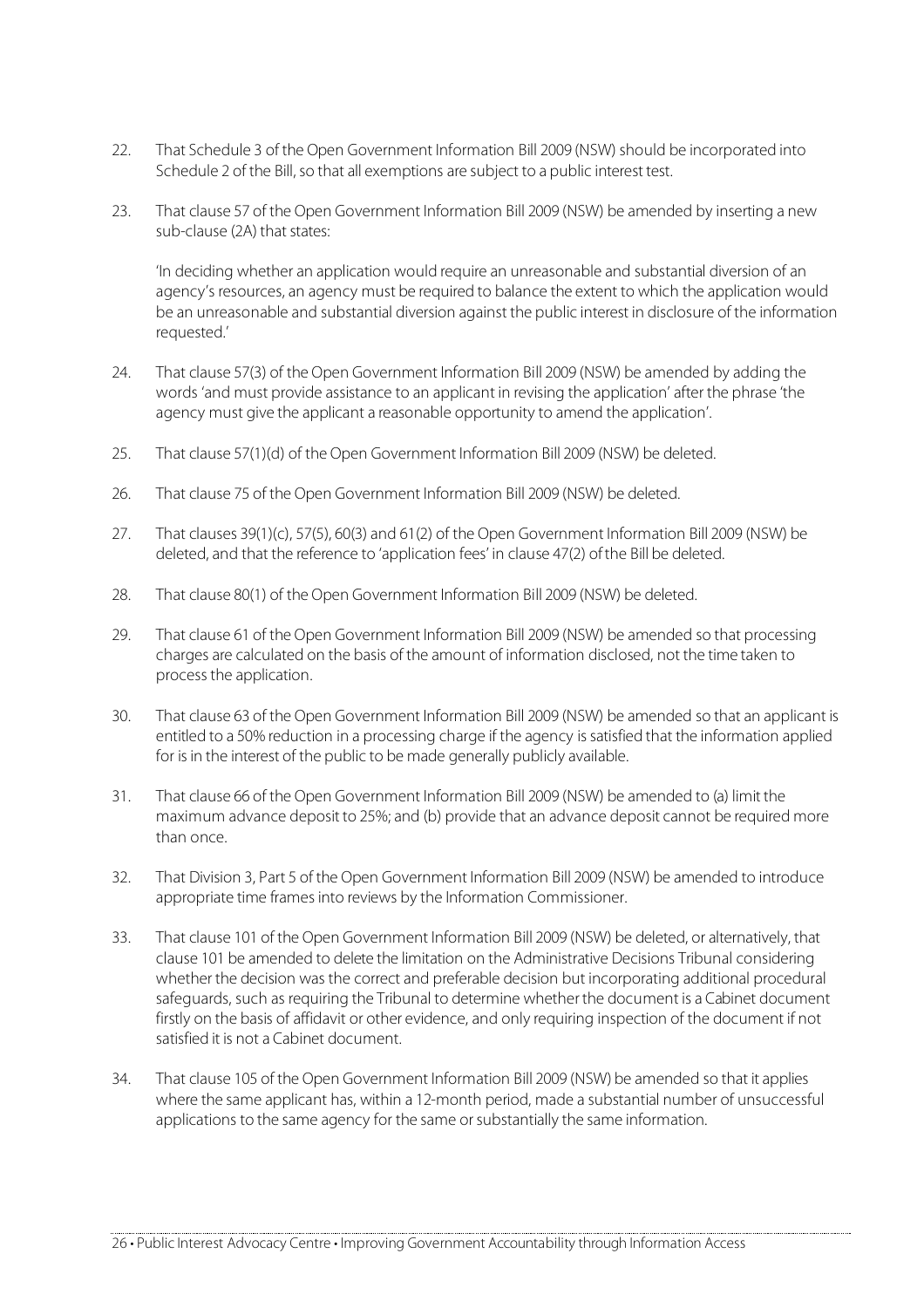22. That Schedule 3 of the Open Government Information Bill 2009 (NSW) should be incorporated into Schedule 2 of the Bill, so that all exemptions are subject to a public interest test.

23. That clause 57 of the Open Government Information Bill 2009 (NSW) be amended by inserting a new sub-clause (2A) that states:

    'In deciding whether an application would require an unreasonable and substantial diversion of an agency's resources, an agency must be required to balance the extent to which the application would be an unreasonable and substantial diversion against the public interest in disclosure of the information requested.'

24. That clause 57(3) of the Open Government Information Bill 2009 (NSW) be amended by adding the words 'and must provide assistance to an applicant in revising the application' after the phrase 'the agency must give the applicant a reasonable opportunity to amend the application'.

25. That clause 57(1)(d) of the Open Government Information Bill 2009 (NSW) be deleted.

26. That clause 75 of the Open Government Information Bill 2009 (NSW) be deleted.

27. That clauses 39(1)(c), 57(5), 60(3) and 61(2) of the Open Government Information Bill 2009 (NSW) be deleted, and that the reference to 'application fees' in clause 47(2) of the Bill be deleted.

28. That clause 80(1) of the Open Government Information Bill 2009 (NSW) be deleted.

29. That clause 61 of the Open Government Information Bill 2009 (NSW) be amended so that processing charges are calculated on the basis of the amount of information disclosed, not the time taken to process the application.

30. That clause 63 of the Open Government Information Bill 2009 (NSW) be amended so that an applicant is entitled to a 50% reduction in a processing charge if the agency is satisfied that the information applied for is in the interest of the public to be made generally publicly available.

31. That clause 66 of the Open Government Information Bill 2009 (NSW) be amended to (a) limit the maximum advance deposit to 25%; and (b) provide that an advance deposit cannot be required more than once.

32. That Division 3, Part 5 of the Open Government Information Bill 2009 (NSW) be amended to introduce appropriate time frames into reviews by the Information Commissioner.

33. That clause 101 of the Open Government Information Bill 2009 (NSW) be deleted, or alternatively, that clause 101 be amended to delete the limitation on the Administrative Decisions Tribunal considering whether the decision was the correct and preferable decision but incorporating additional procedural safeguards, such as requiring the Tribunal to determine whether the document is a Cabinet document firstly on the basis of affidavit or other evidence, and only requiring inspection of the document if not satisfied it is not a Cabinet document.

34. That clause 105 of the Open Government Information Bill 2009 (NSW) be amended so that it applies where the same applicant has, within a 12-month period, made a substantial number of unsuccessful applications to the same agency for the same or substantially the same information.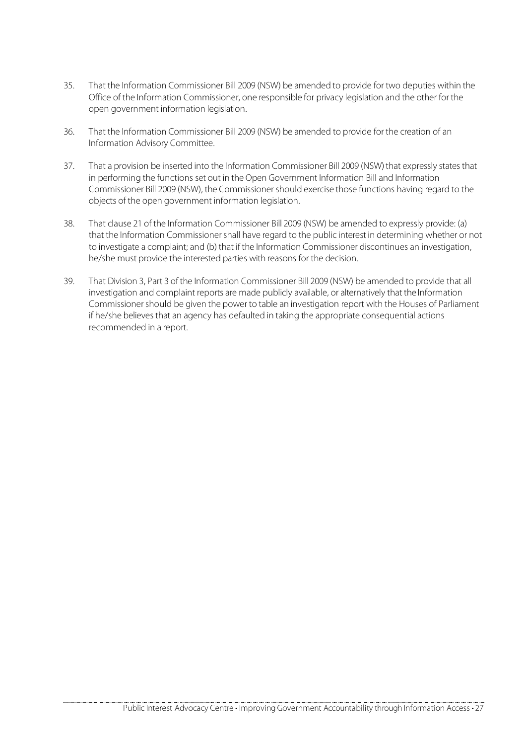35. That the Information Commissioner Bill 2009 (NSW) be amended to provide for two deputies within the Office of the Information Commissioner, one responsible for privacy legislation and the other for the open government information legislation.

36. That the Information Commissioner Bill 2009 (NSW) be amended to provide for the creation of an Information Advisory Committee.

37. That a provision be inserted into the Information Commissioner Bill 2009 (NSW) that expressly states that in performing the functions set out in the Open Government Information Bill and Information Commissioner Bill 2009 (NSW), the Commissioner should exercise those functions having regard to the objects of the open government information legislation.

38. That clause 21 of the Information Commissioner Bill 2009 (NSW) be amended to expressly provide: (a) that the Information Commissioner shall have regard to the public interest in determining whether or not to investigate a complaint; and (b) that if the Information Commissioner discontinues an investigation, he/she must provide the interested parties with reasons for the decision.

39. That Division 3, Part 3 of the Information Commissioner Bill 2009 (NSW) be amended to provide that all investigation and complaint reports are made publicly available, or alternatively that the Information Commissioner should be given the power to table an investigation report with the Houses of Parliament if he/she believes that an agency has defaulted in taking the appropriate consequential actions recommended in a report.